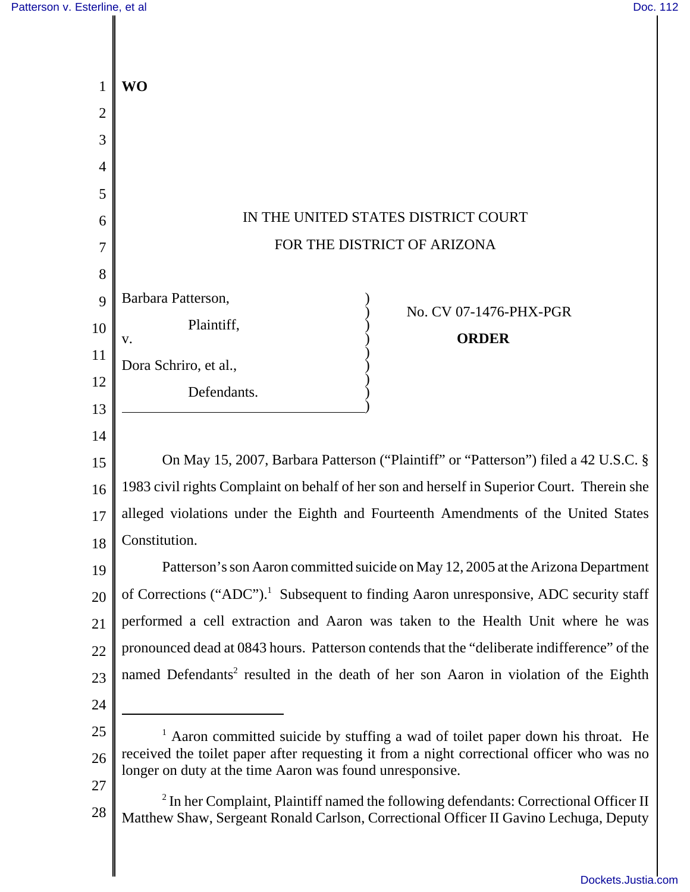**WO**

IN THE UNITED STATES DISTRICT COURT

FOR THE DISTRICT OF ARIZONA

Barbara Patterson,

Plaintiff,

v.

Dora Schriro, et al.,

Defendants.

No. CV 07-1476-PHX-PGR

**ORDER**

On May 15, 2007, Barbara Patterson ("Plaintiff" or "Patterson") filed a 42 U.S.C. § 1983 civil rights Complaint on behalf of her son and herself in Superior Court. Therein she alleged violations under the Eighth and Fourteenth Amendments of the United States Constitution.

Patterson's son Aaron committed suicide on May 12, 2005 at the Arizona Department of Corrections ("ADC").[1] Subsequent to finding Aaron unresponsive, ADC security staff performed a cell extraction and Aaron was taken to the Health Unit where he was pronounced dead at 0843 hours. Patterson contends that the "deliberate indifference" of the named Defendants[2] resulted in the death of her son Aaron in violation of the Eighth

[1] Aaron committed suicide by stuffing a wad of toilet paper down his throat. He received the toilet paper after requesting it from a night correctional officer who was no longer on duty at the time Aaron was found unresponsive.

[2] In her Complaint, Plaintiff named the following defendants: Correctional Officer II Matthew Shaw, Sergeant Ronald Carlson, Correctional Officer II Gavino Lechuga, Deputy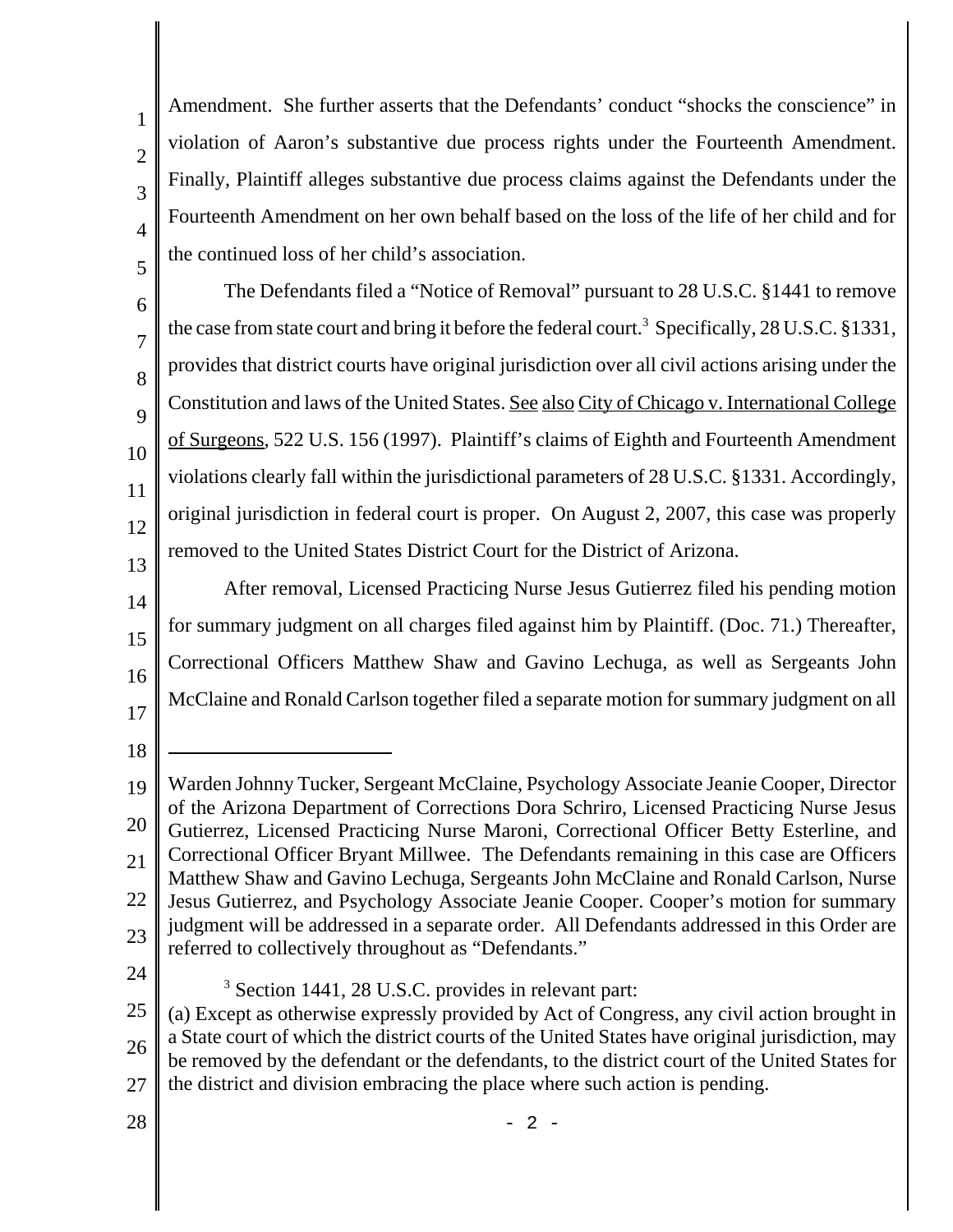Amendment. She further asserts that the Defendants' conduct "shocks the conscience" in violation of Aaron's substantive due process rights under the Fourteenth Amendment. Finally, Plaintiff alleges substantive due process claims against the Defendants under the Fourteenth Amendment on her own behalf based on the loss of the life of her child and for the continued loss of her child's association.

The Defendants filed a "Notice of Removal" pursuant to 28 U.S.C. §1441 to remove the case from state court and bring it before the federal court.[3] Specifically, 28 U.S.C. §1331, provides that district courts have original jurisdiction over all civil actions arising under the Constitution and laws of the United States. See also City of Chicago v. International College of Surgeons, 522 U.S. 156 (1997). Plaintiff's claims of Eighth and Fourteenth Amendment violations clearly fall within the jurisdictional parameters of 28 U.S.C. §1331. Accordingly, original jurisdiction in federal court is proper. On August 2, 2007, this case was properly removed to the United States District Court for the District of Arizona.

After removal, Licensed Practicing Nurse Jesus Gutierrez filed his pending motion for summary judgment on all charges filed against him by Plaintiff. (Doc. 71.) Thereafter, Correctional Officers Matthew Shaw and Gavino Lechuga, as well as Sergeants John McClaine and Ronald Carlson together filed a separate motion for summary judgment on all

---

Warden Johnny Tucker, Sergeant McClaine, Psychology Associate Jeanie Cooper, Director of the Arizona Department of Corrections Dora Schriro, Licensed Practicing Nurse Jesus Gutierrez, Licensed Practicing Nurse Maroni, Correctional Officer Betty Esterline, and Correctional Officer Bryant Millwee. The Defendants remaining in this case are Officers Matthew Shaw and Gavino Lechuga, Sergeants John McClaine and Ronald Carlson, Nurse Jesus Gutierrez, and Psychology Associate Jeanie Cooper. Cooper's motion for summary judgment will be addressed in a separate order. All Defendants addressed in this Order are referred to collectively throughout as "Defendants."

[3] Section 1441, 28 U.S.C. provides in relevant part:
(a) Except as otherwise expressly provided by Act of Congress, any civil action brought in a State court of which the district courts of the United States have original jurisdiction, may be removed by the defendant or the defendants, to the district court of the United States for the district and division embracing the place where such action is pending.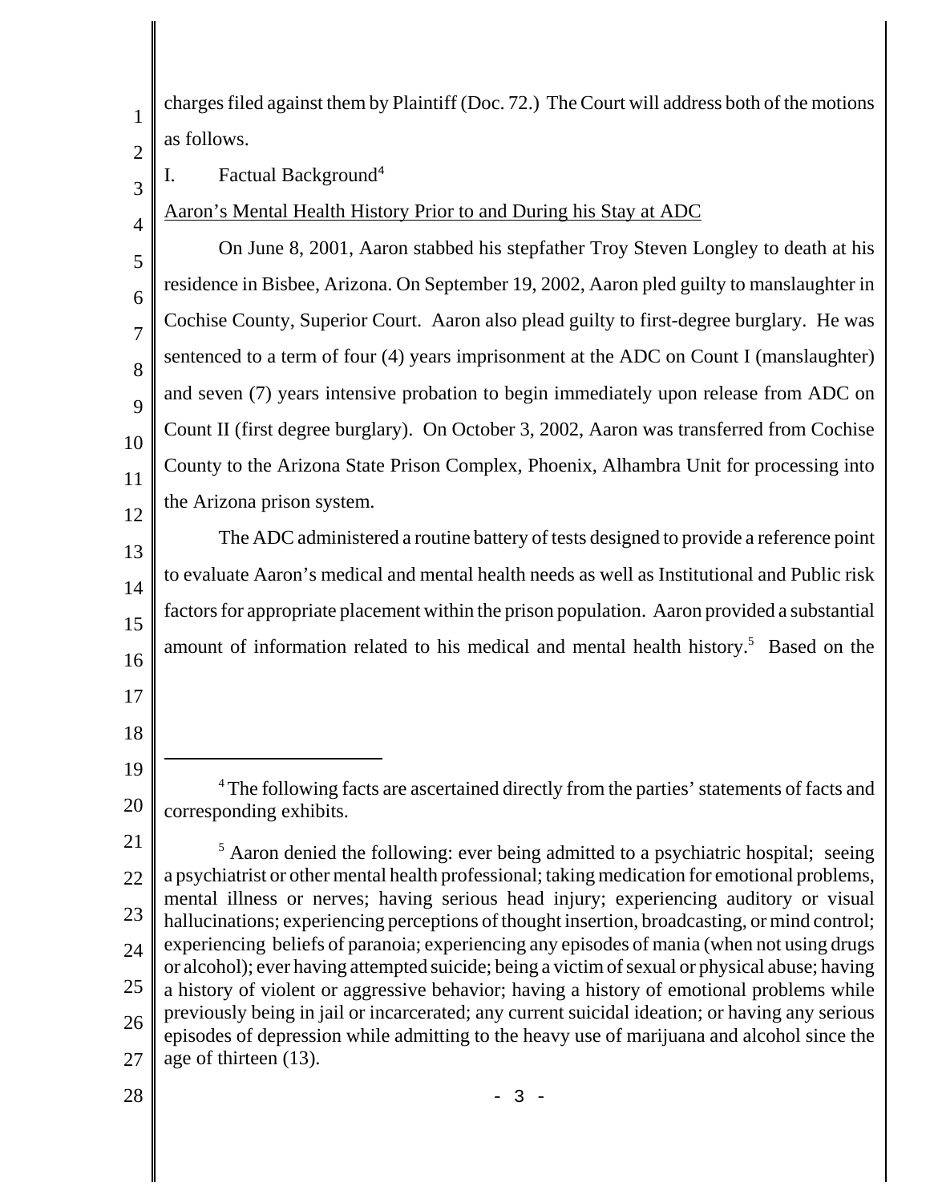charges filed against them by Plaintiff (Doc. 72.) The Court will address both of the motions as follows.

I. Factual Background[4]

Aaron's Mental Health History Prior to and During his Stay at ADC

On June 8, 2001, Aaron stabbed his stepfather Troy Steven Longley to death at his residence in Bisbee, Arizona. On September 19, 2002, Aaron pled guilty to manslaughter in Cochise County, Superior Court. Aaron also plead guilty to first-degree burglary. He was sentenced to a term of four (4) years imprisonment at the ADC on Count I (manslaughter) and seven (7) years intensive probation to begin immediately upon release from ADC on Count II (first degree burglary). On October 3, 2002, Aaron was transferred from Cochise County to the Arizona State Prison Complex, Phoenix, Alhambra Unit for processing into the Arizona prison system.

The ADC administered a routine battery of tests designed to provide a reference point to evaluate Aaron's medical and mental health needs as well as Institutional and Public risk factors for appropriate placement within the prison population. Aaron provided a substantial amount of information related to his medical and mental health history.[5] Based on the

---

[4] The following facts are ascertained directly from the parties' statements of facts and corresponding exhibits.

[5] Aaron denied the following: ever being admitted to a psychiatric hospital; seeing a psychiatrist or other mental health professional; taking medication for emotional problems, mental illness or nerves; having serious head injury; experiencing auditory or visual hallucinations; experiencing perceptions of thought insertion, broadcasting, or mind control; experiencing beliefs of paranoia; experiencing any episodes of mania (when not using drugs or alcohol); ever having attempted suicide; being a victim of sexual or physical abuse; having a history of violent or aggressive behavior; having a history of emotional problems while previously being in jail or incarcerated; any current suicidal ideation; or having any serious episodes of depression while admitting to the heavy use of marijuana and alcohol since the age of thirteen (13).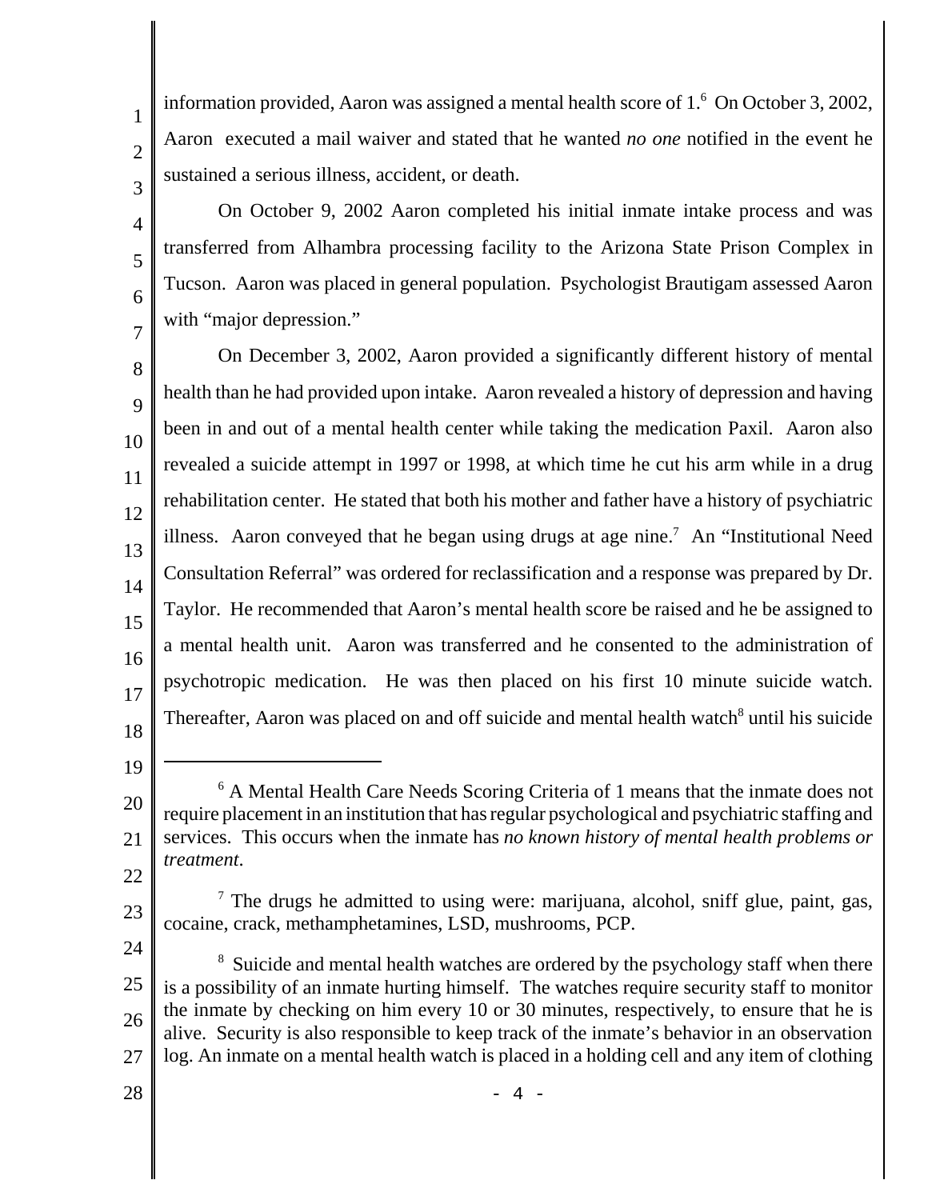information provided, Aaron was assigned a mental health score of 1.[6] On October 3, 2002, Aaron executed a mail waiver and stated that he wanted *no one* notified in the event he sustained a serious illness, accident, or death.

On October 9, 2002 Aaron completed his initial inmate intake process and was transferred from Alhambra processing facility to the Arizona State Prison Complex in Tucson. Aaron was placed in general population. Psychologist Brautigam assessed Aaron with "major depression."

On December 3, 2002, Aaron provided a significantly different history of mental health than he had provided upon intake. Aaron revealed a history of depression and having been in and out of a mental health center while taking the medication Paxil. Aaron also revealed a suicide attempt in 1997 or 1998, at which time he cut his arm while in a drug rehabilitation center. He stated that both his mother and father have a history of psychiatric illness. Aaron conveyed that he began using drugs at age nine.[7] An "Institutional Need Consultation Referral" was ordered for reclassification and a response was prepared by Dr. Taylor. He recommended that Aaron's mental health score be raised and he be assigned to a mental health unit. Aaron was transferred and he consented to the administration of psychotropic medication. He was then placed on his first 10 minute suicide watch. Thereafter, Aaron was placed on and off suicide and mental health watch[8] until his suicide

---

[6] A Mental Health Care Needs Scoring Criteria of 1 means that the inmate does not require placement in an institution that has regular psychological and psychiatric staffing and services. This occurs when the inmate has *no known history of mental health problems or treatment*.

[7] The drugs he admitted to using were: marijuana, alcohol, sniff glue, paint, gas, cocaine, crack, methamphetamines, LSD, mushrooms, PCP.

[8] Suicide and mental health watches are ordered by the psychology staff when there is a possibility of an inmate hurting himself. The watches require security staff to monitor the inmate by checking on him every 10 or 30 minutes, respectively, to ensure that he is alive. Security is also responsible to keep track of the inmate's behavior in an observation log. An inmate on a mental health watch is placed in a holding cell and any item of clothing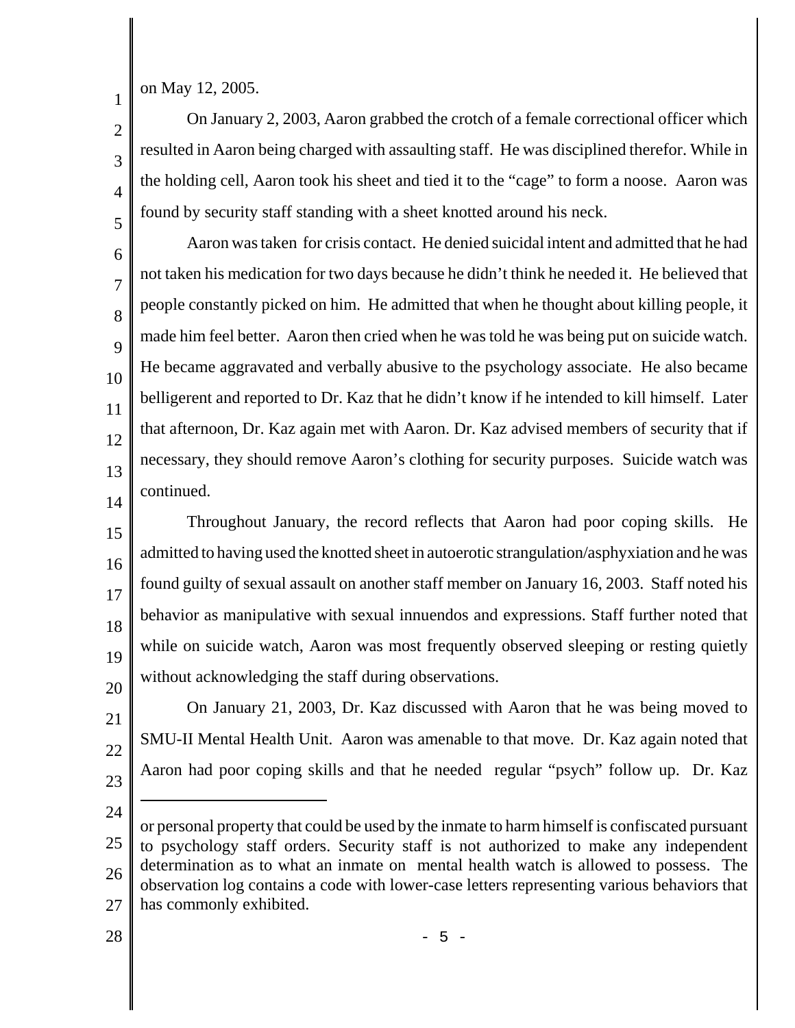on May 12, 2005.

On January 2, 2003, Aaron grabbed the crotch of a female correctional officer which resulted in Aaron being charged with assaulting staff. He was disciplined therefor. While in the holding cell, Aaron took his sheet and tied it to the "cage" to form a noose. Aaron was found by security staff standing with a sheet knotted around his neck.

Aaron was taken for crisis contact. He denied suicidal intent and admitted that he had not taken his medication for two days because he didn't think he needed it. He believed that people constantly picked on him. He admitted that when he thought about killing people, it made him feel better. Aaron then cried when he was told he was being put on suicide watch. He became aggravated and verbally abusive to the psychology associate. He also became belligerent and reported to Dr. Kaz that he didn't know if he intended to kill himself. Later that afternoon, Dr. Kaz again met with Aaron. Dr. Kaz advised members of security that if necessary, they should remove Aaron's clothing for security purposes. Suicide watch was continued.

Throughout January, the record reflects that Aaron had poor coping skills. He admitted to having used the knotted sheet in autoerotic strangulation/asphyxiation and he was found guilty of sexual assault on another staff member on January 16, 2003. Staff noted his behavior as manipulative with sexual innuendos and expressions. Staff further noted that while on suicide watch, Aaron was most frequently observed sleeping or resting quietly without acknowledging the staff during observations.

On January 21, 2003, Dr. Kaz discussed with Aaron that he was being moved to SMU-II Mental Health Unit. Aaron was amenable to that move. Dr. Kaz again noted that Aaron had poor coping skills and that he needed regular "psych" follow up. Dr. Kaz

---

or personal property that could be used by the inmate to harm himself is confiscated pursuant to psychology staff orders. Security staff is not authorized to make any independent determination as to what an inmate on mental health watch is allowed to possess. The observation log contains a code with lower-case letters representing various behaviors that has commonly exhibited.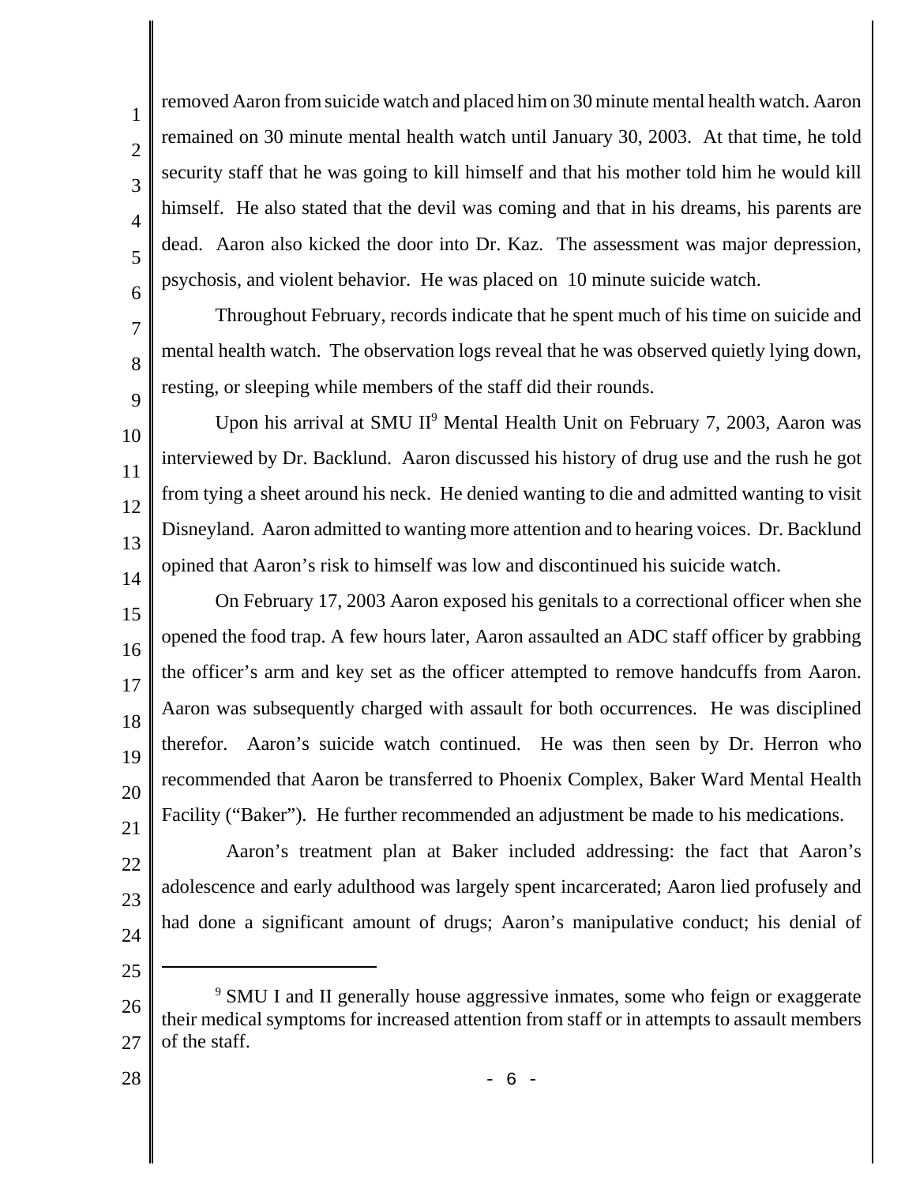removed Aaron from suicide watch and placed him on 30 minute mental health watch. Aaron remained on 30 minute mental health watch until January 30, 2003. At that time, he told security staff that he was going to kill himself and that his mother told him he would kill himself. He also stated that the devil was coming and that in his dreams, his parents are dead. Aaron also kicked the door into Dr. Kaz. The assessment was major depression, psychosis, and violent behavior. He was placed on 10 minute suicide watch.

Throughout February, records indicate that he spent much of his time on suicide and mental health watch. The observation logs reveal that he was observed quietly lying down, resting, or sleeping while members of the staff did their rounds.

Upon his arrival at SMU II[9] Mental Health Unit on February 7, 2003, Aaron was interviewed by Dr. Backlund. Aaron discussed his history of drug use and the rush he got from tying a sheet around his neck. He denied wanting to die and admitted wanting to visit Disneyland. Aaron admitted to wanting more attention and to hearing voices. Dr. Backlund opined that Aaron's risk to himself was low and discontinued his suicide watch.

On February 17, 2003 Aaron exposed his genitals to a correctional officer when she opened the food trap. A few hours later, Aaron assaulted an ADC staff officer by grabbing the officer's arm and key set as the officer attempted to remove handcuffs from Aaron. Aaron was subsequently charged with assault for both occurrences. He was disciplined therefor. Aaron's suicide watch continued. He was then seen by Dr. Herron who recommended that Aaron be transferred to Phoenix Complex, Baker Ward Mental Health Facility ("Baker"). He further recommended an adjustment be made to his medications.

Aaron's treatment plan at Baker included addressing: the fact that Aaron's adolescence and early adulthood was largely spent incarcerated; Aaron lied profusely and had done a significant amount of drugs; Aaron's manipulative conduct; his denial of

---

[9] SMU I and II generally house aggressive inmates, some who feign or exaggerate their medical symptoms for increased attention from staff or in attempts to assault members of the staff.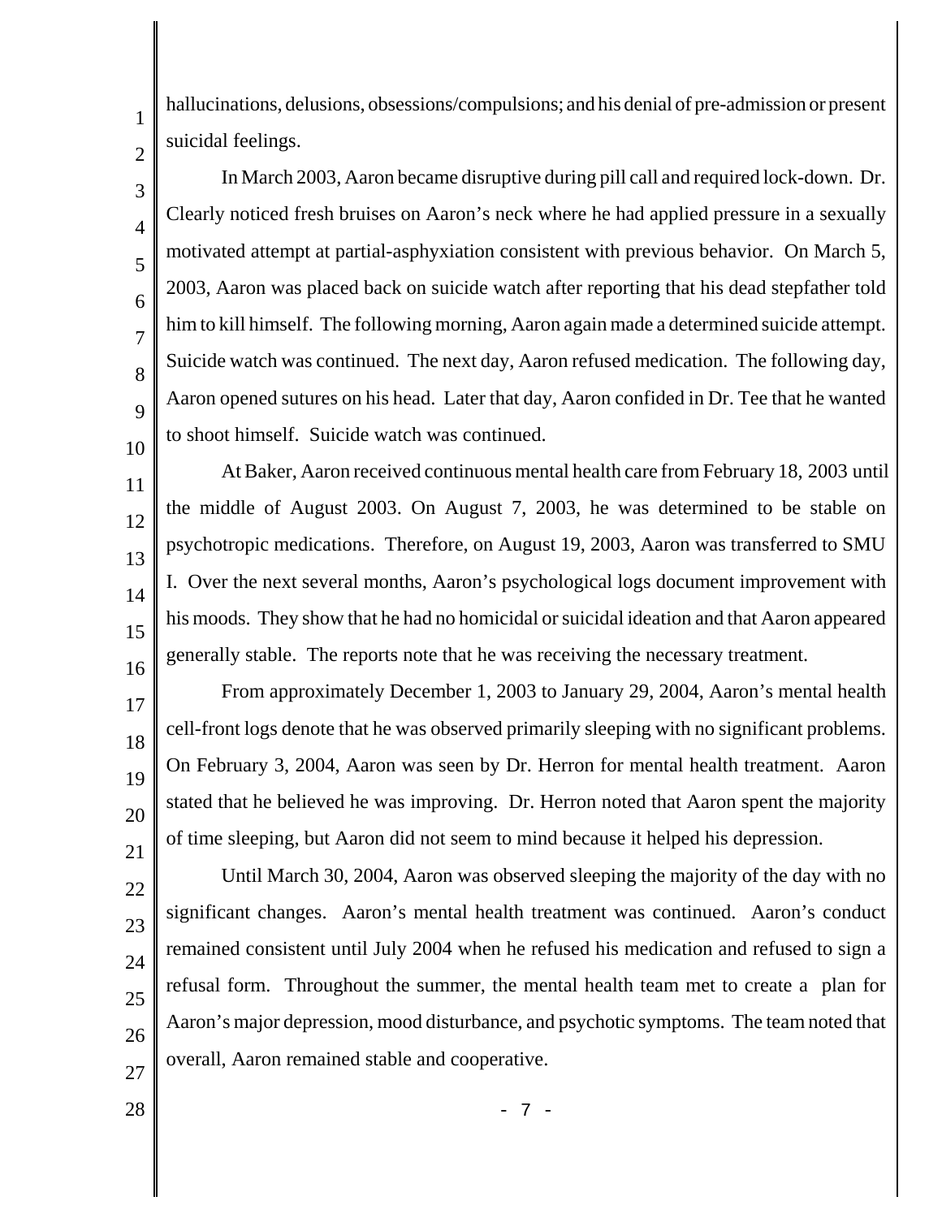hallucinations, delusions, obsessions/compulsions; and his denial of pre-admission or present suicidal feelings.

In March 2003, Aaron became disruptive during pill call and required lock-down. Dr. Clearly noticed fresh bruises on Aaron's neck where he had applied pressure in a sexually motivated attempt at partial-asphyxiation consistent with previous behavior. On March 5, 2003, Aaron was placed back on suicide watch after reporting that his dead stepfather told him to kill himself. The following morning, Aaron again made a determined suicide attempt. Suicide watch was continued. The next day, Aaron refused medication. The following day, Aaron opened sutures on his head. Later that day, Aaron confided in Dr. Tee that he wanted to shoot himself. Suicide watch was continued.

At Baker, Aaron received continuous mental health care from February 18, 2003 until the middle of August 2003. On August 7, 2003, he was determined to be stable on psychotropic medications. Therefore, on August 19, 2003, Aaron was transferred to SMU I. Over the next several months, Aaron's psychological logs document improvement with his moods. They show that he had no homicidal or suicidal ideation and that Aaron appeared generally stable. The reports note that he was receiving the necessary treatment.

From approximately December 1, 2003 to January 29, 2004, Aaron's mental health cell-front logs denote that he was observed primarily sleeping with no significant problems. On February 3, 2004, Aaron was seen by Dr. Herron for mental health treatment. Aaron stated that he believed he was improving. Dr. Herron noted that Aaron spent the majority of time sleeping, but Aaron did not seem to mind because it helped his depression.

Until March 30, 2004, Aaron was observed sleeping the majority of the day with no significant changes. Aaron's mental health treatment was continued. Aaron's conduct remained consistent until July 2004 when he refused his medication and refused to sign a refusal form. Throughout the summer, the mental health team met to create a plan for Aaron's major depression, mood disturbance, and psychotic symptoms. The team noted that overall, Aaron remained stable and cooperative.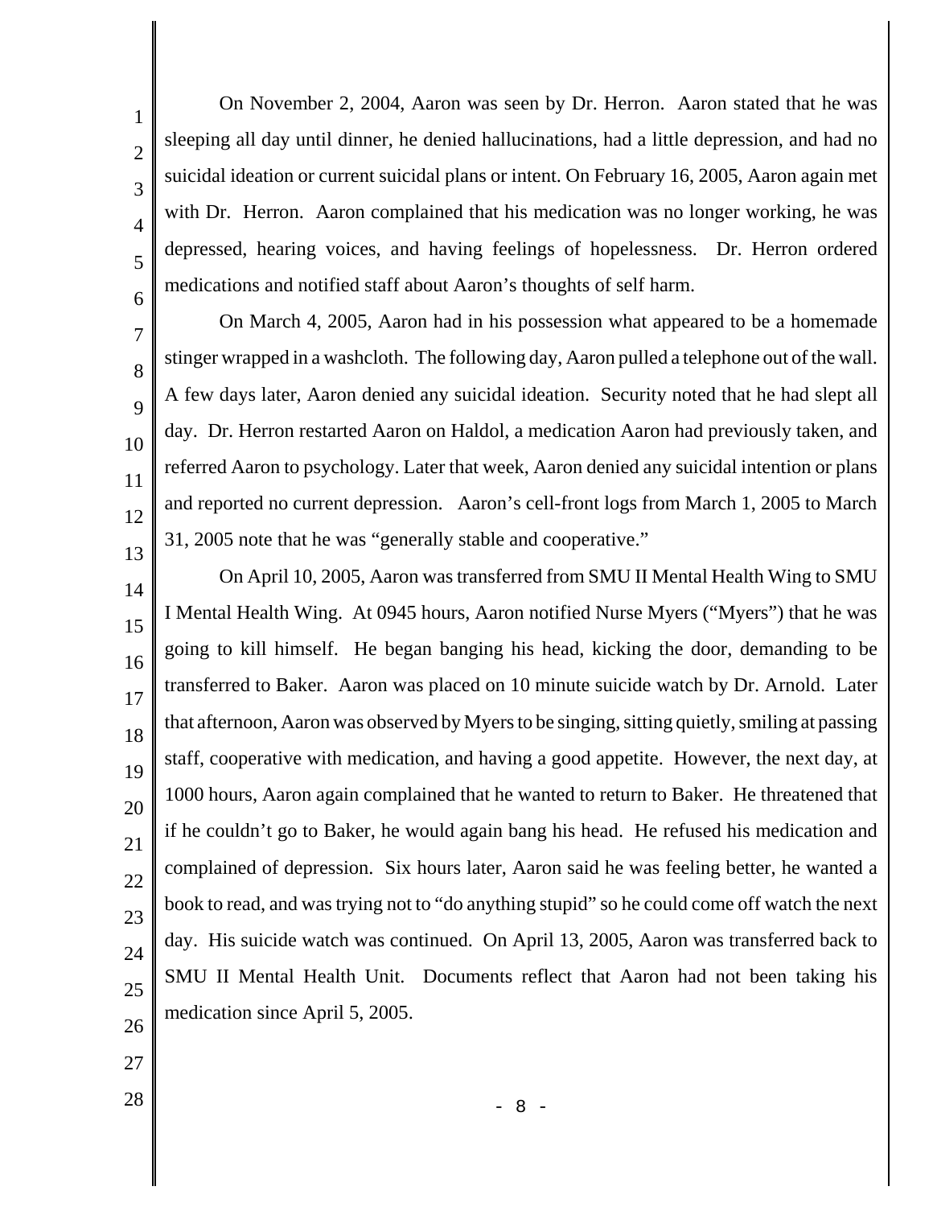On November 2, 2004, Aaron was seen by Dr. Herron. Aaron stated that he was sleeping all day until dinner, he denied hallucinations, had a little depression, and had no suicidal ideation or current suicidal plans or intent. On February 16, 2005, Aaron again met with Dr. Herron. Aaron complained that his medication was no longer working, he was depressed, hearing voices, and having feelings of hopelessness. Dr. Herron ordered medications and notified staff about Aaron's thoughts of self harm.

On March 4, 2005, Aaron had in his possession what appeared to be a homemade stinger wrapped in a washcloth. The following day, Aaron pulled a telephone out of the wall. A few days later, Aaron denied any suicidal ideation. Security noted that he had slept all day. Dr. Herron restarted Aaron on Haldol, a medication Aaron had previously taken, and referred Aaron to psychology. Later that week, Aaron denied any suicidal intention or plans and reported no current depression. Aaron's cell-front logs from March 1, 2005 to March 31, 2005 note that he was "generally stable and cooperative."

On April 10, 2005, Aaron was transferred from SMU II Mental Health Wing to SMU I Mental Health Wing. At 0945 hours, Aaron notified Nurse Myers ("Myers") that he was going to kill himself. He began banging his head, kicking the door, demanding to be transferred to Baker. Aaron was placed on 10 minute suicide watch by Dr. Arnold. Later that afternoon, Aaron was observed by Myers to be singing, sitting quietly, smiling at passing staff, cooperative with medication, and having a good appetite. However, the next day, at 1000 hours, Aaron again complained that he wanted to return to Baker. He threatened that if he couldn't go to Baker, he would again bang his head. He refused his medication and complained of depression. Six hours later, Aaron said he was feeling better, he wanted a book to read, and was trying not to "do anything stupid" so he could come off watch the next day. His suicide watch was continued. On April 13, 2005, Aaron was transferred back to SMU II Mental Health Unit. Documents reflect that Aaron had not been taking his medication since April 5, 2005.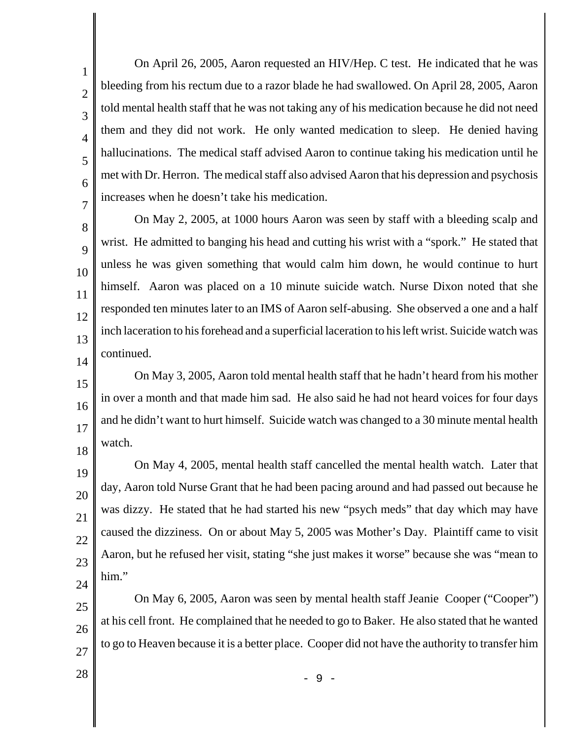On April 26, 2005, Aaron requested an HIV/Hep. C test. He indicated that he was bleeding from his rectum due to a razor blade he had swallowed. On April 28, 2005, Aaron told mental health staff that he was not taking any of his medication because he did not need them and they did not work. He only wanted medication to sleep. He denied having hallucinations. The medical staff advised Aaron to continue taking his medication until he met with Dr. Herron. The medical staff also advised Aaron that his depression and psychosis increases when he doesn't take his medication.

On May 2, 2005, at 1000 hours Aaron was seen by staff with a bleeding scalp and wrist. He admitted to banging his head and cutting his wrist with a "spork." He stated that unless he was given something that would calm him down, he would continue to hurt himself. Aaron was placed on a 10 minute suicide watch. Nurse Dixon noted that she responded ten minutes later to an IMS of Aaron self-abusing. She observed a one and a half inch laceration to his forehead and a superficial laceration to his left wrist. Suicide watch was continued.

On May 3, 2005, Aaron told mental health staff that he hadn't heard from his mother in over a month and that made him sad. He also said he had not heard voices for four days and he didn't want to hurt himself. Suicide watch was changed to a 30 minute mental health watch.

On May 4, 2005, mental health staff cancelled the mental health watch. Later that day, Aaron told Nurse Grant that he had been pacing around and had passed out because he was dizzy. He stated that he had started his new "psych meds" that day which may have caused the dizziness. On or about May 5, 2005 was Mother's Day. Plaintiff came to visit Aaron, but he refused her visit, stating "she just makes it worse" because she was "mean to him."

On May 6, 2005, Aaron was seen by mental health staff Jeanie Cooper ("Cooper") at his cell front. He complained that he needed to go to Baker. He also stated that he wanted to go to Heaven because it is a better place. Cooper did not have the authority to transfer him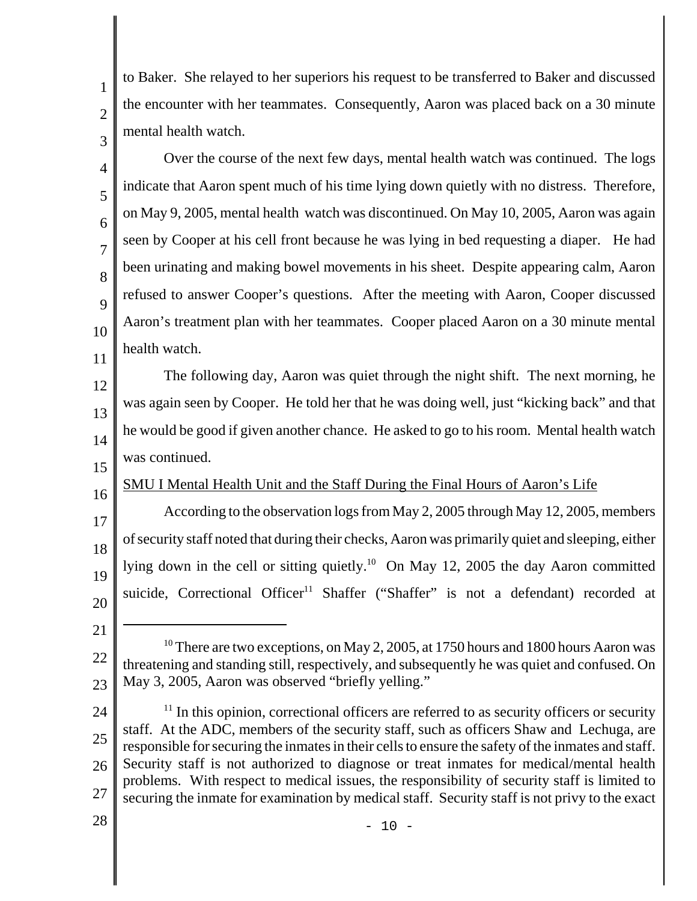to Baker. She relayed to her superiors his request to be transferred to Baker and discussed the encounter with her teammates. Consequently, Aaron was placed back on a 30 minute mental health watch.

Over the course of the next few days, mental health watch was continued. The logs indicate that Aaron spent much of his time lying down quietly with no distress. Therefore, on May 9, 2005, mental health watch was discontinued. On May 10, 2005, Aaron was again seen by Cooper at his cell front because he was lying in bed requesting a diaper. He had been urinating and making bowel movements in his sheet. Despite appearing calm, Aaron refused to answer Cooper's questions. After the meeting with Aaron, Cooper discussed Aaron's treatment plan with her teammates. Cooper placed Aaron on a 30 minute mental health watch.

The following day, Aaron was quiet through the night shift. The next morning, he was again seen by Cooper. He told her that he was doing well, just "kicking back" and that he would be good if given another chance. He asked to go to his room. Mental health watch was continued.

SMU I Mental Health Unit and the Staff During the Final Hours of Aaron's Life

According to the observation logs from May 2, 2005 through May 12, 2005, members of security staff noted that during their checks, Aaron was primarily quiet and sleeping, either lying down in the cell or sitting quietly.[10] On May 12, 2005 the day Aaron committed suicide, Correctional Officer[11] Shaffer ("Shaffer" is not a defendant) recorded at

---

[10] There are two exceptions, on May 2, 2005, at 1750 hours and 1800 hours Aaron was threatening and standing still, respectively, and subsequently he was quiet and confused. On May 3, 2005, Aaron was observed "briefly yelling."

[11] In this opinion, correctional officers are referred to as security officers or security staff. At the ADC, members of the security staff, such as officers Shaw and Lechuga, are responsible for securing the inmates in their cells to ensure the safety of the inmates and staff. Security staff is not authorized to diagnose or treat inmates for medical/mental health problems. With respect to medical issues, the responsibility of security staff is limited to securing the inmate for examination by medical staff. Security staff is not privy to the exact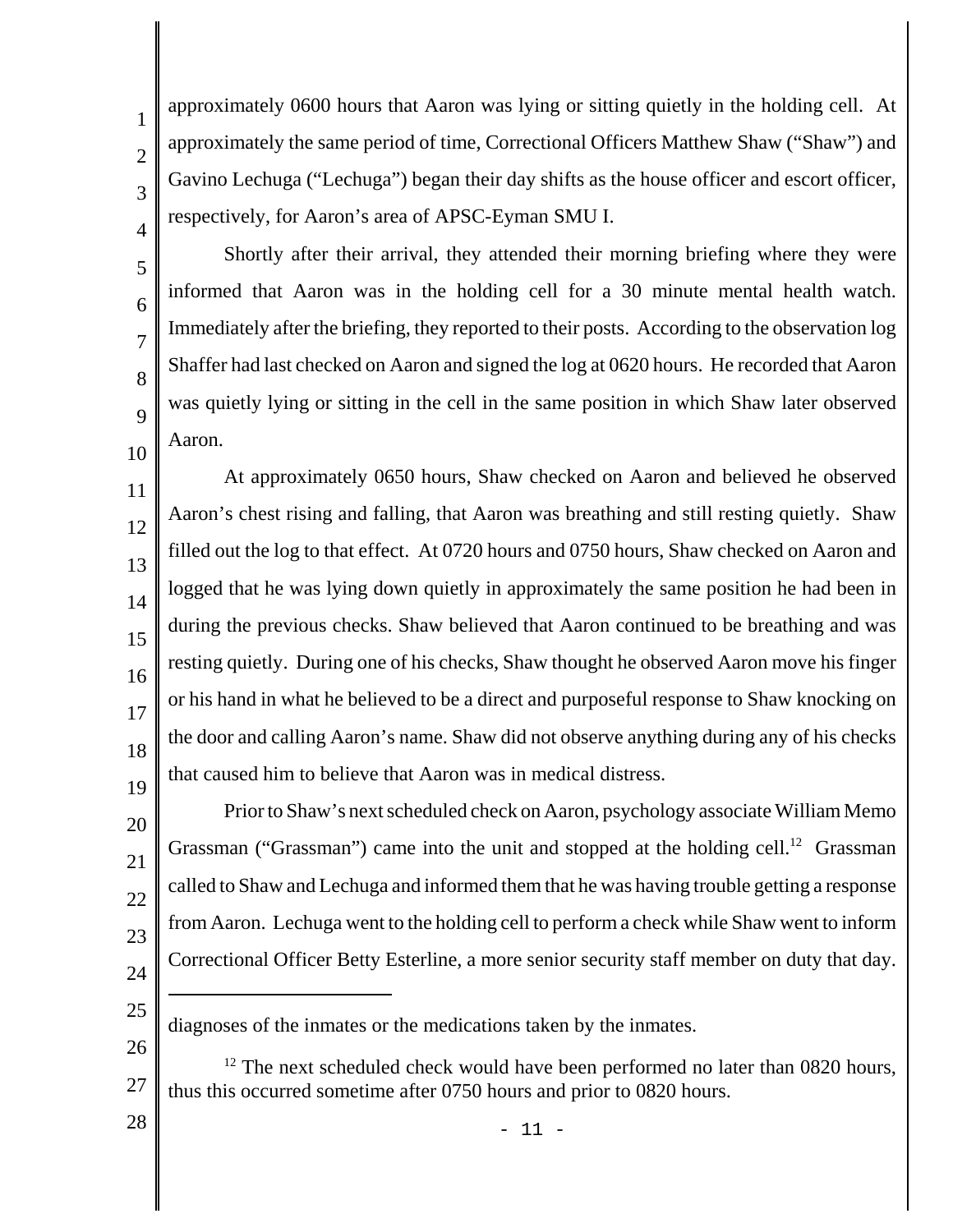approximately 0600 hours that Aaron was lying or sitting quietly in the holding cell. At approximately the same period of time, Correctional Officers Matthew Shaw ("Shaw") and Gavino Lechuga ("Lechuga") began their day shifts as the house officer and escort officer, respectively, for Aaron's area of APSC-Eyman SMU I.

Shortly after their arrival, they attended their morning briefing where they were informed that Aaron was in the holding cell for a 30 minute mental health watch. Immediately after the briefing, they reported to their posts. According to the observation log Shaffer had last checked on Aaron and signed the log at 0620 hours. He recorded that Aaron was quietly lying or sitting in the cell in the same position in which Shaw later observed Aaron.

At approximately 0650 hours, Shaw checked on Aaron and believed he observed Aaron's chest rising and falling, that Aaron was breathing and still resting quietly. Shaw filled out the log to that effect. At 0720 hours and 0750 hours, Shaw checked on Aaron and logged that he was lying down quietly in approximately the same position he had been in during the previous checks. Shaw believed that Aaron continued to be breathing and was resting quietly. During one of his checks, Shaw thought he observed Aaron move his finger or his hand in what he believed to be a direct and purposeful response to Shaw knocking on the door and calling Aaron's name. Shaw did not observe anything during any of his checks that caused him to believe that Aaron was in medical distress.

Prior to Shaw's next scheduled check on Aaron, psychology associate William Memo Grassman ("Grassman") came into the unit and stopped at the holding cell.[12] Grassman called to Shaw and Lechuga and informed them that he was having trouble getting a response from Aaron. Lechuga went to the holding cell to perform a check while Shaw went to inform Correctional Officer Betty Esterline, a more senior security staff member on duty that day.

---

diagnoses of the inmates or the medications taken by the inmates.

[12] The next scheduled check would have been performed no later than 0820 hours, thus this occurred sometime after 0750 hours and prior to 0820 hours.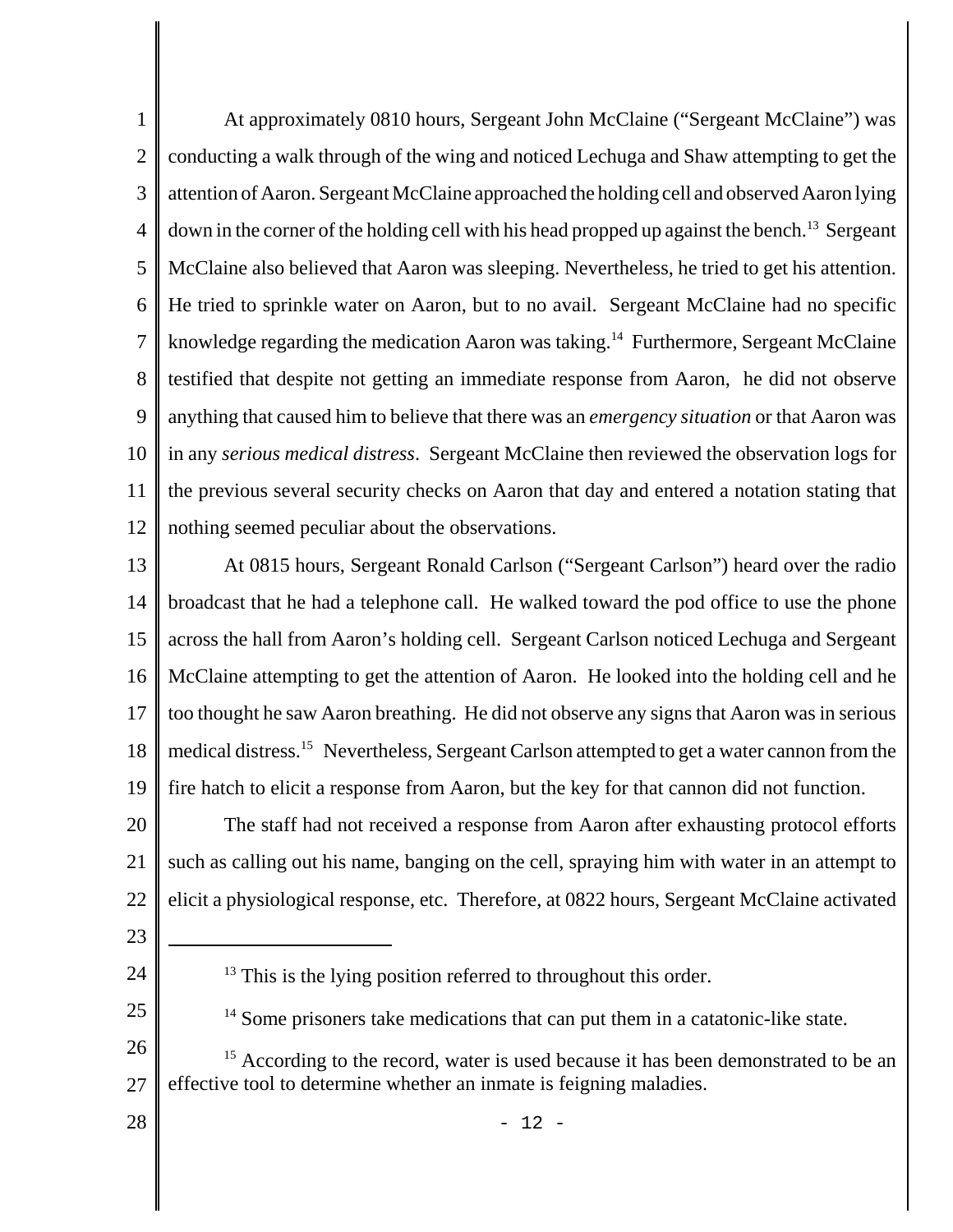At approximately 0810 hours, Sergeant John McClaine ("Sergeant McClaine") was conducting a walk through of the wing and noticed Lechuga and Shaw attempting to get the attention of Aaron. Sergeant McClaine approached the holding cell and observed Aaron lying down in the corner of the holding cell with his head propped up against the bench.[13] Sergeant McClaine also believed that Aaron was sleeping. Nevertheless, he tried to get his attention. He tried to sprinkle water on Aaron, but to no avail. Sergeant McClaine had no specific knowledge regarding the medication Aaron was taking.[14] Furthermore, Sergeant McClaine testified that despite not getting an immediate response from Aaron, he did not observe anything that caused him to believe that there was an *emergency situation* or that Aaron was in any *serious medical distress*. Sergeant McClaine then reviewed the observation logs for the previous several security checks on Aaron that day and entered a notation stating that nothing seemed peculiar about the observations.

At 0815 hours, Sergeant Ronald Carlson ("Sergeant Carlson") heard over the radio broadcast that he had a telephone call. He walked toward the pod office to use the phone across the hall from Aaron's holding cell. Sergeant Carlson noticed Lechuga and Sergeant McClaine attempting to get the attention of Aaron. He looked into the holding cell and he too thought he saw Aaron breathing. He did not observe any signs that Aaron was in serious medical distress.[15] Nevertheless, Sergeant Carlson attempted to get a water cannon from the fire hatch to elicit a response from Aaron, but the key for that cannon did not function.

The staff had not received a response from Aaron after exhausting protocol efforts such as calling out his name, banging on the cell, spraying him with water in an attempt to elicit a physiological response, etc. Therefore, at 0822 hours, Sergeant McClaine activated

---

[13] This is the lying position referred to throughout this order.

[14] Some prisoners take medications that can put them in a catatonic-like state.

[15] According to the record, water is used because it has been demonstrated to be an effective tool to determine whether an inmate is feigning maladies.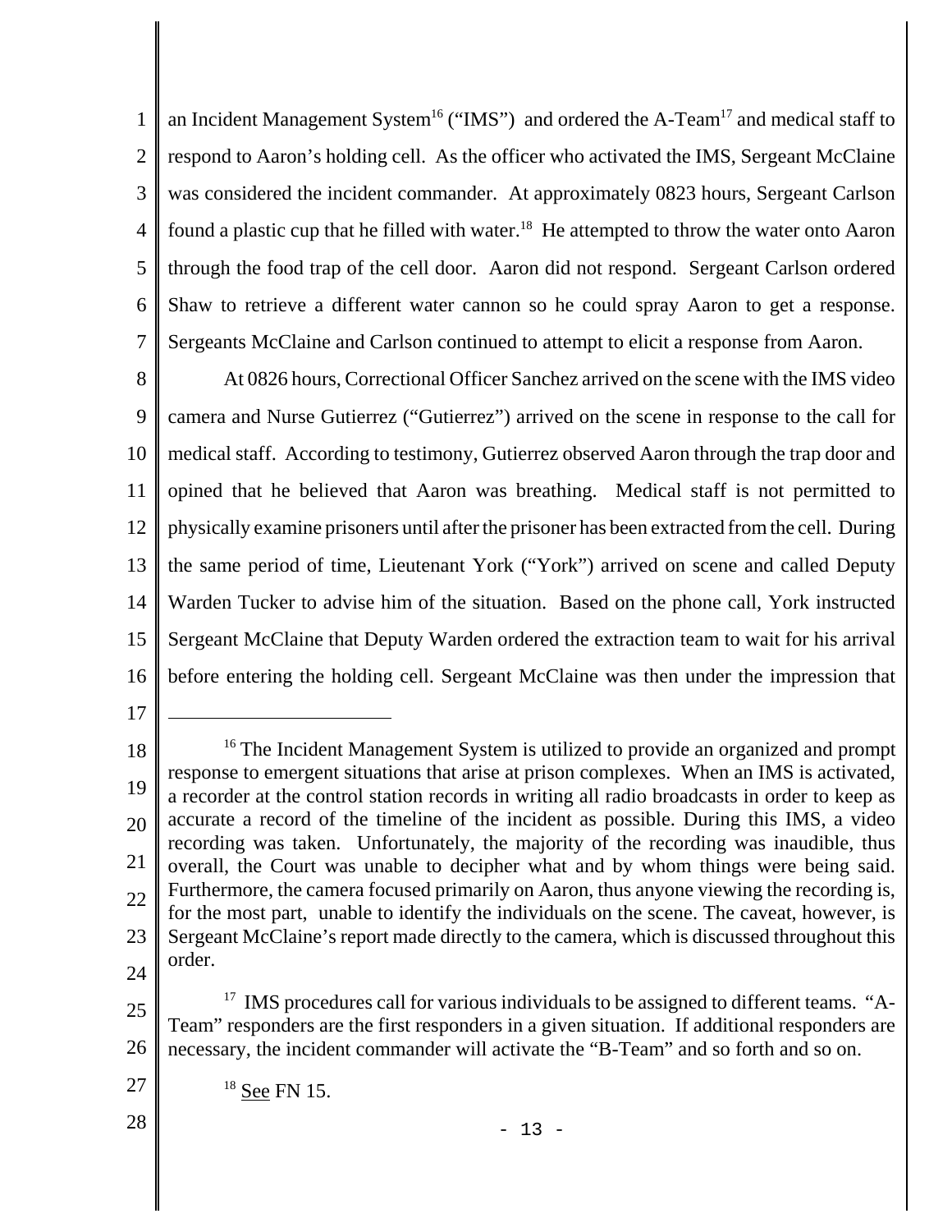an Incident Management System[16] ("IMS") and ordered the A-Team[17] and medical staff to respond to Aaron's holding cell. As the officer who activated the IMS, Sergeant McClaine was considered the incident commander. At approximately 0823 hours, Sergeant Carlson found a plastic cup that he filled with water.[18] He attempted to throw the water onto Aaron through the food trap of the cell door. Aaron did not respond. Sergeant Carlson ordered Shaw to retrieve a different water cannon so he could spray Aaron to get a response. Sergeants McClaine and Carlson continued to attempt to elicit a response from Aaron.

At 0826 hours, Correctional Officer Sanchez arrived on the scene with the IMS video camera and Nurse Gutierrez ("Gutierrez") arrived on the scene in response to the call for medical staff. According to testimony, Gutierrez observed Aaron through the trap door and opined that he believed that Aaron was breathing. Medical staff is not permitted to physically examine prisoners until after the prisoner has been extracted from the cell. During the same period of time, Lieutenant York ("York") arrived on scene and called Deputy Warden Tucker to advise him of the situation. Based on the phone call, York instructed Sergeant McClaine that Deputy Warden ordered the extraction team to wait for his arrival before entering the holding cell. Sergeant McClaine was then under the impression that

---

[16] The Incident Management System is utilized to provide an organized and prompt response to emergent situations that arise at prison complexes. When an IMS is activated, a recorder at the control station records in writing all radio broadcasts in order to keep as accurate a record of the timeline of the incident as possible. During this IMS, a video recording was taken. Unfortunately, the majority of the recording was inaudible, thus overall, the Court was unable to decipher what and by whom things were being said. Furthermore, the camera focused primarily on Aaron, thus anyone viewing the recording is, for the most part, unable to identify the individuals on the scene. The caveat, however, is Sergeant McClaine's report made directly to the camera, which is discussed throughout this order.

[17] IMS procedures call for various individuals to be assigned to different teams. "A-Team" responders are the first responders in a given situation. If additional responders are necessary, the incident commander will activate the "B-Team" and so forth and so on.

[18] See FN 15.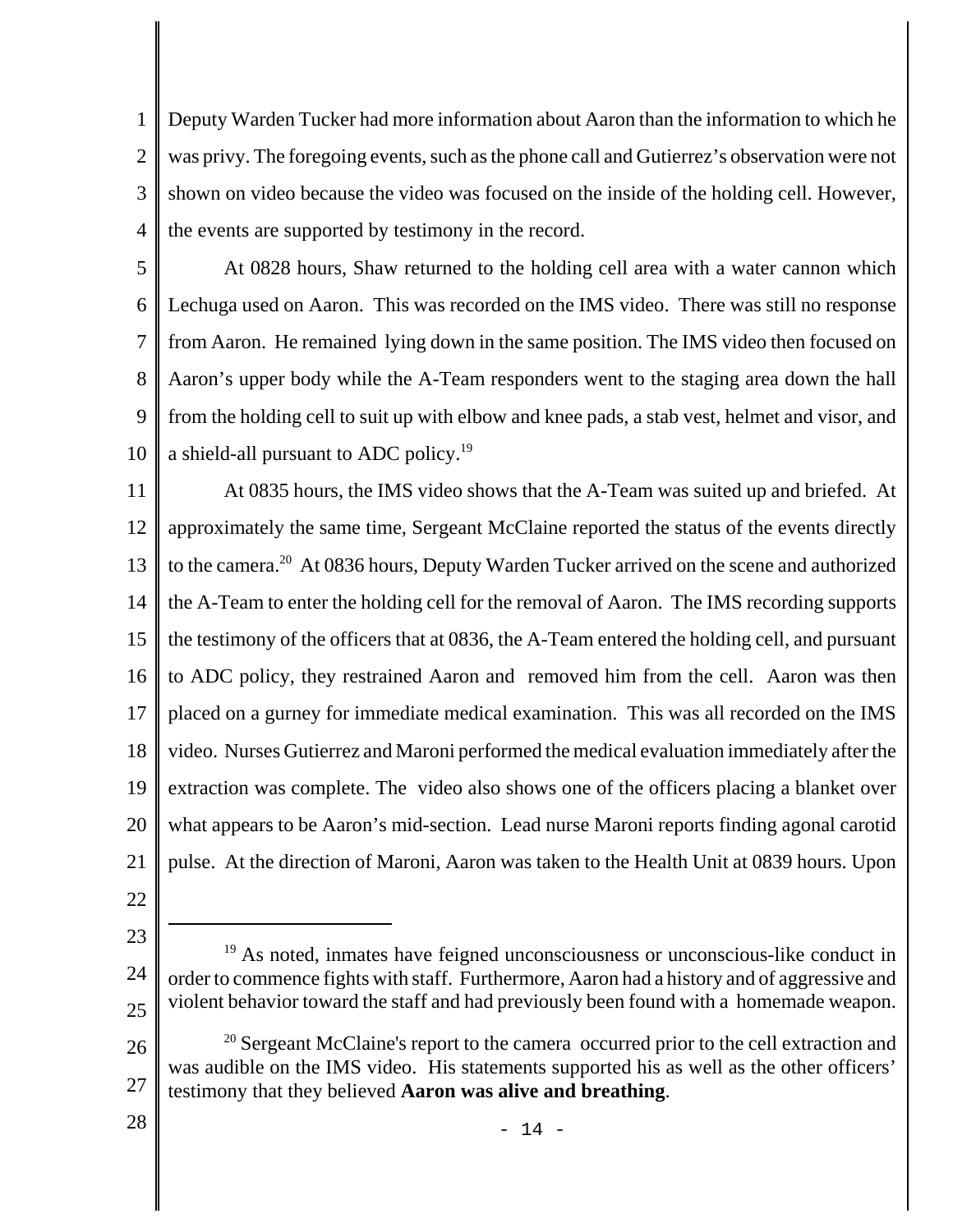Deputy Warden Tucker had more information about Aaron than the information to which he was privy. The foregoing events, such as the phone call and Gutierrez's observation were not shown on video because the video was focused on the inside of the holding cell. However, the events are supported by testimony in the record.

At 0828 hours, Shaw returned to the holding cell area with a water cannon which Lechuga used on Aaron. This was recorded on the IMS video. There was still no response from Aaron. He remained lying down in the same position. The IMS video then focused on Aaron's upper body while the A-Team responders went to the staging area down the hall from the holding cell to suit up with elbow and knee pads, a stab vest, helmet and visor, and a shield-all pursuant to ADC policy.[19]

At 0835 hours, the IMS video shows that the A-Team was suited up and briefed. At approximately the same time, Sergeant McClaine reported the status of the events directly to the camera.[20] At 0836 hours, Deputy Warden Tucker arrived on the scene and authorized the A-Team to enter the holding cell for the removal of Aaron. The IMS recording supports the testimony of the officers that at 0836, the A-Team entered the holding cell, and pursuant to ADC policy, they restrained Aaron and removed him from the cell. Aaron was then placed on a gurney for immediate medical examination. This was all recorded on the IMS video. Nurses Gutierrez and Maroni performed the medical evaluation immediately after the extraction was complete. The video also shows one of the officers placing a blanket over what appears to be Aaron's mid-section. Lead nurse Maroni reports finding agonal carotid pulse. At the direction of Maroni, Aaron was taken to the Health Unit at 0839 hours. Upon

---

[19] As noted, inmates have feigned unconsciousness or unconscious-like conduct in order to commence fights with staff. Furthermore, Aaron had a history and of aggressive and violent behavior toward the staff and had previously been found with a homemade weapon.

[20] Sergeant McClaine's report to the camera occurred prior to the cell extraction and was audible on the IMS video. His statements supported his as well as the other officers' testimony that they believed **Aaron was alive and breathing**.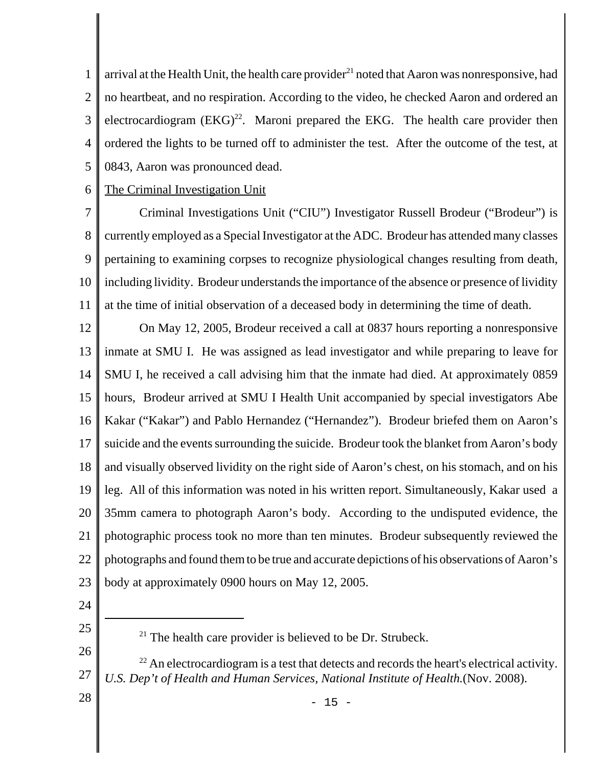arrival at the Health Unit, the health care provider[21] noted that Aaron was nonresponsive, had no heartbeat, and no respiration. According to the video, he checked Aaron and ordered an electrocardiogram (EKG)[22]. Maroni prepared the EKG. The health care provider then ordered the lights to be turned off to administer the test. After the outcome of the test, at 0843, Aaron was pronounced dead.

<u>The Criminal Investigation Unit</u>

Criminal Investigations Unit ("CIU") Investigator Russell Brodeur ("Brodeur") is currently employed as a Special Investigator at the ADC. Brodeur has attended many classes pertaining to examining corpses to recognize physiological changes resulting from death, including lividity. Brodeur understands the importance of the absence or presence of lividity at the time of initial observation of a deceased body in determining the time of death.

On May 12, 2005, Brodeur received a call at 0837 hours reporting a nonresponsive inmate at SMU I. He was assigned as lead investigator and while preparing to leave for SMU I, he received a call advising him that the inmate had died. At approximately 0859 hours, Brodeur arrived at SMU I Health Unit accompanied by special investigators Abe Kakar ("Kakar") and Pablo Hernandez ("Hernandez"). Brodeur briefed them on Aaron's suicide and the events surrounding the suicide. Brodeur took the blanket from Aaron's body and visually observed lividity on the right side of Aaron's chest, on his stomach, and on his leg. All of this information was noted in his written report. Simultaneously, Kakar used a 35mm camera to photograph Aaron's body. According to the undisputed evidence, the photographic process took no more than ten minutes. Brodeur subsequently reviewed the photographs and found them to be true and accurate depictions of his observations of Aaron's body at approximately 0900 hours on May 12, 2005.

---

[21] The health care provider is believed to be Dr. Strubeck.

[22] An electrocardiogram is a test that detects and records the heart's electrical activity. *U.S. Dep't of Health and Human Services, National Institute of Health.*(Nov. 2008).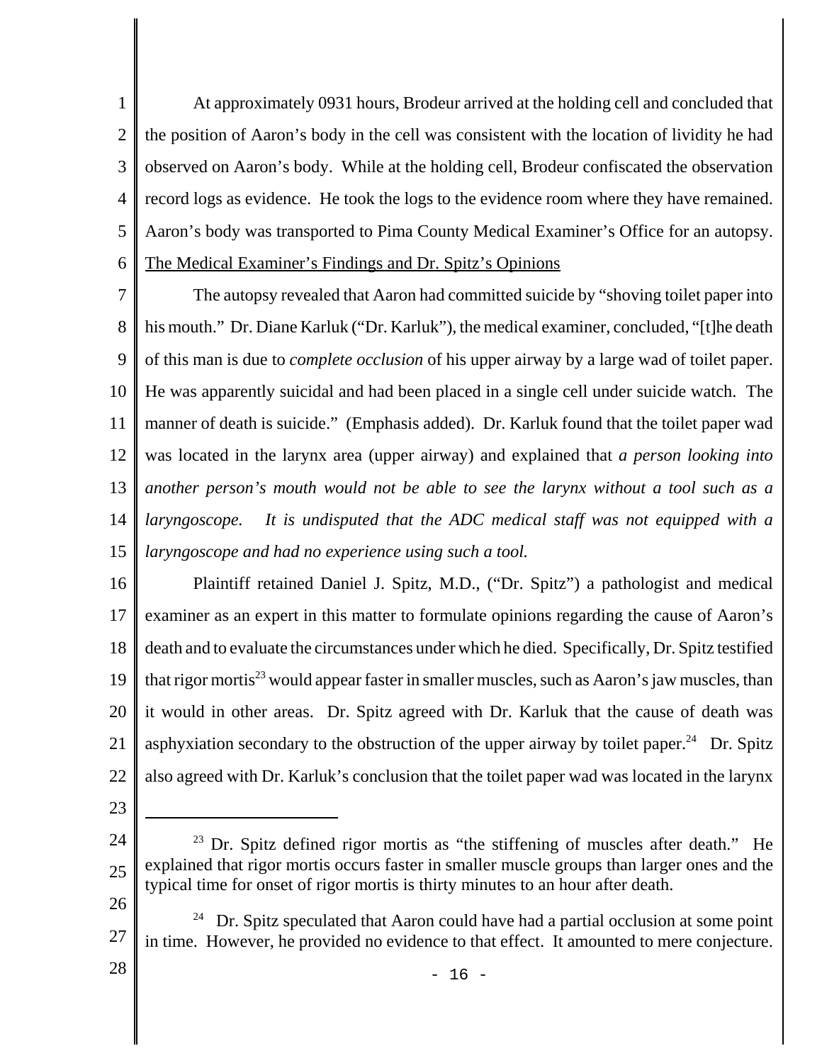At approximately 0931 hours, Brodeur arrived at the holding cell and concluded that the position of Aaron's body in the cell was consistent with the location of lividity he had observed on Aaron's body. While at the holding cell, Brodeur confiscated the observation record logs as evidence. He took the logs to the evidence room where they have remained. Aaron's body was transported to Pima County Medical Examiner's Office for an autopsy.

<u>The Medical Examiner's Findings and Dr. Spitz's Opinions</u>

The autopsy revealed that Aaron had committed suicide by "shoving toilet paper into his mouth." Dr. Diane Karluk ("Dr. Karluk"), the medical examiner, concluded, "[t]he death of this man is due to *complete occlusion* of his upper airway by a large wad of toilet paper. He was apparently suicidal and had been placed in a single cell under suicide watch. The manner of death is suicide." (Emphasis added). Dr. Karluk found that the toilet paper wad was located in the larynx area (upper airway) and explained that *a person looking into another person's mouth would not be able to see the larynx without a tool such as a laryngoscope. It is undisputed that the ADC medical staff was not equipped with a laryngoscope and had no experience using such a tool.*

Plaintiff retained Daniel J. Spitz, M.D., ("Dr. Spitz") a pathologist and medical examiner as an expert in this matter to formulate opinions regarding the cause of Aaron's death and to evaluate the circumstances under which he died. Specifically, Dr. Spitz testified that rigor mortis[23] would appear faster in smaller muscles, such as Aaron's jaw muscles, than it would in other areas. Dr. Spitz agreed with Dr. Karluk that the cause of death was asphyxiation secondary to the obstruction of the upper airway by toilet paper.[24] Dr. Spitz also agreed with Dr. Karluk's conclusion that the toilet paper wad was located in the larynx

---

[23] Dr. Spitz defined rigor mortis as "the stiffening of muscles after death." He explained that rigor mortis occurs faster in smaller muscle groups than larger ones and the typical time for onset of rigor mortis is thirty minutes to an hour after death.

[24] Dr. Spitz speculated that Aaron could have had a partial occlusion at some point in time. However, he provided no evidence to that effect. It amounted to mere conjecture.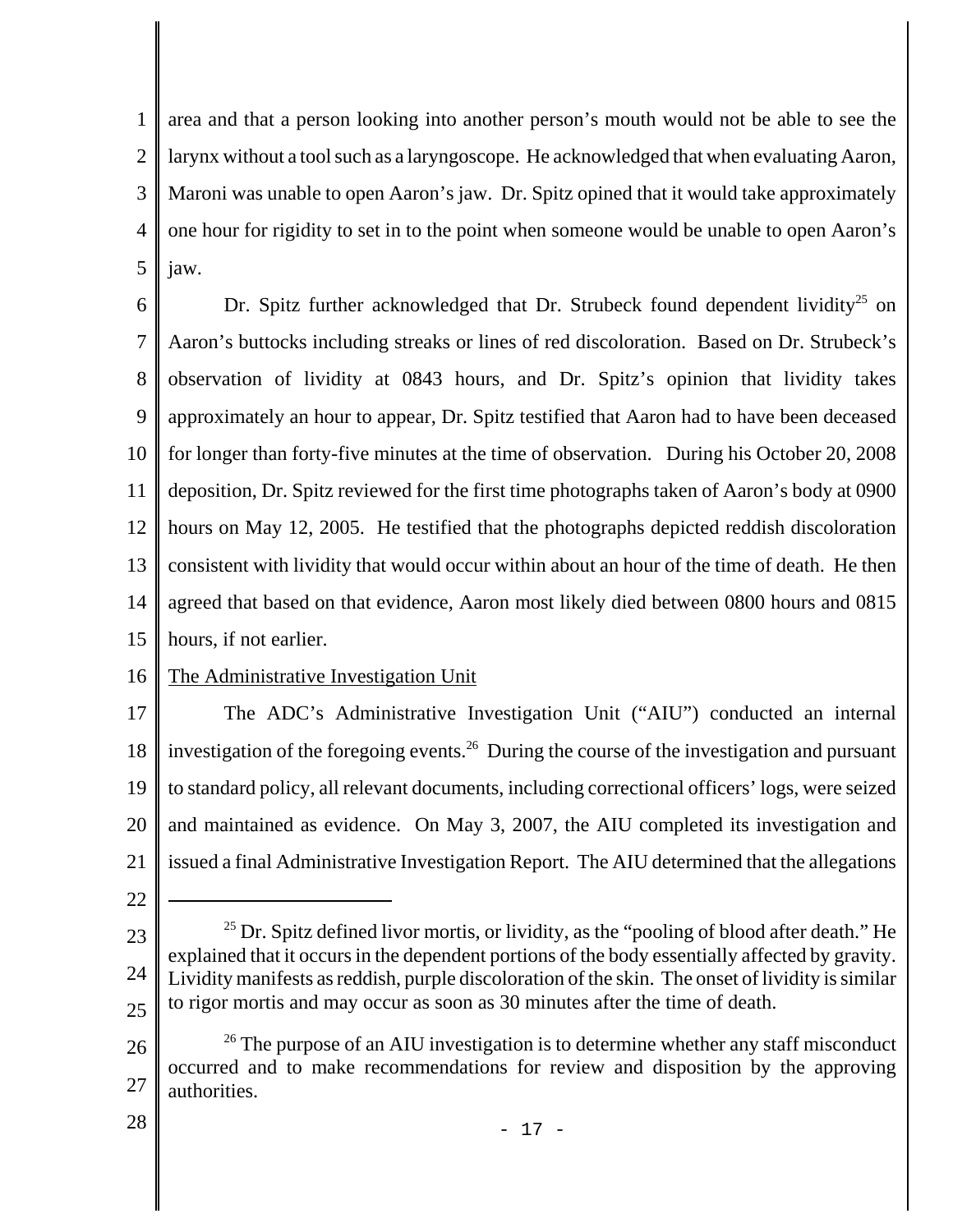area and that a person looking into another person's mouth would not be able to see the larynx without a tool such as a laryngoscope. He acknowledged that when evaluating Aaron, Maroni was unable to open Aaron's jaw. Dr. Spitz opined that it would take approximately one hour for rigidity to set in to the point when someone would be unable to open Aaron's jaw.

Dr. Spitz further acknowledged that Dr. Strubeck found dependent lividity[25] on Aaron's buttocks including streaks or lines of red discoloration. Based on Dr. Strubeck's observation of lividity at 0843 hours, and Dr. Spitz's opinion that lividity takes approximately an hour to appear, Dr. Spitz testified that Aaron had to have been deceased for longer than forty-five minutes at the time of observation. During his October 20, 2008 deposition, Dr. Spitz reviewed for the first time photographs taken of Aaron's body at 0900 hours on May 12, 2005. He testified that the photographs depicted reddish discoloration consistent with lividity that would occur within about an hour of the time of death. He then agreed that based on that evidence, Aaron most likely died between 0800 hours and 0815 hours, if not earlier.

<u>The Administrative Investigation Unit</u>

The ADC's Administrative Investigation Unit ("AIU") conducted an internal investigation of the foregoing events.[26] During the course of the investigation and pursuant to standard policy, all relevant documents, including correctional officers' logs, were seized and maintained as evidence. On May 3, 2007, the AIU completed its investigation and issued a final Administrative Investigation Report. The AIU determined that the allegations

---

[25] Dr. Spitz defined livor mortis, or lividity, as the "pooling of blood after death." He explained that it occurs in the dependent portions of the body essentially affected by gravity. Lividity manifests as reddish, purple discoloration of the skin. The onset of lividity is similar to rigor mortis and may occur as soon as 30 minutes after the time of death.

[26] The purpose of an AIU investigation is to determine whether any staff misconduct occurred and to make recommendations for review and disposition by the approving authorities.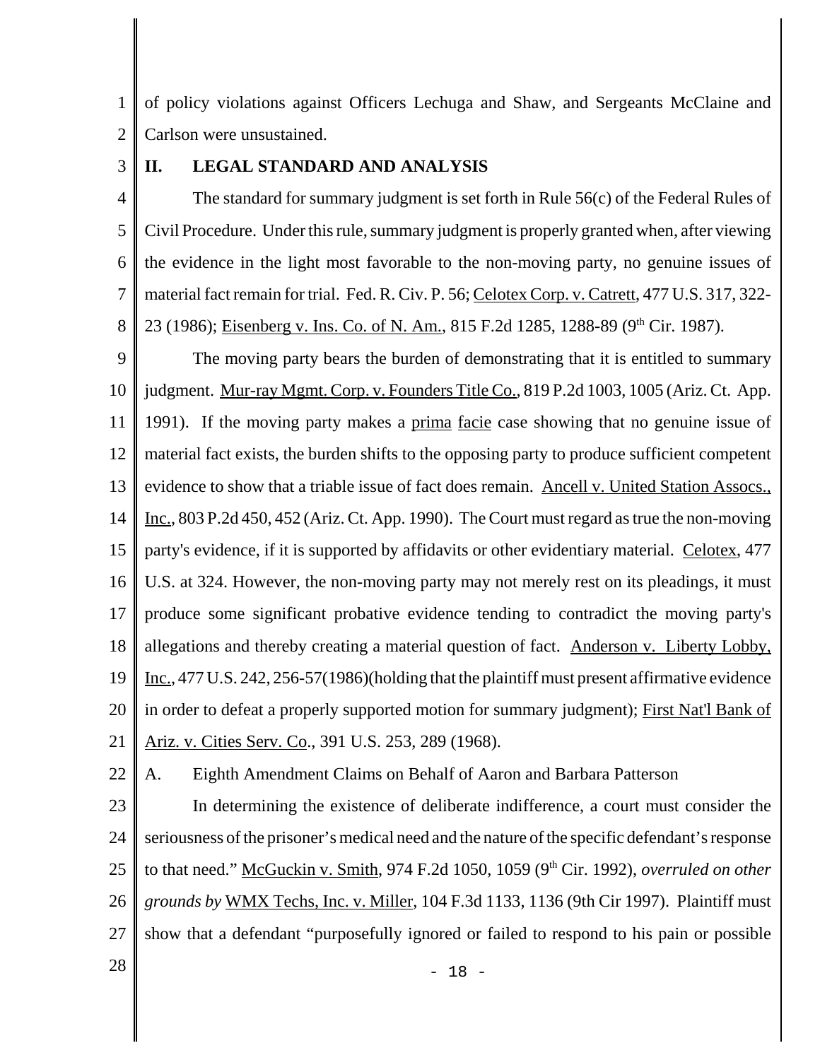of policy violations against Officers Lechuga and Shaw, and Sergeants McClaine and Carlson were unsustained.

## II. LEGAL STANDARD AND ANALYSIS

The standard for summary judgment is set forth in Rule 56(c) of the Federal Rules of Civil Procedure. Under this rule, summary judgment is properly granted when, after viewing the evidence in the light most favorable to the non-moving party, no genuine issues of material fact remain for trial. Fed. R. Civ. P. 56; Celotex Corp. v. Catrett, 477 U.S. 317, 322-23 (1986); Eisenberg v. Ins. Co. of N. Am., 815 F.2d 1285, 1288-89 (9th Cir. 1987).

The moving party bears the burden of demonstrating that it is entitled to summary judgment. Mur-ray Mgmt. Corp. v. Founders Title Co., 819 P.2d 1003, 1005 (Ariz. Ct. App. 1991). If the moving party makes a prima facie case showing that no genuine issue of material fact exists, the burden shifts to the opposing party to produce sufficient competent evidence to show that a triable issue of fact does remain. Ancell v. United Station Assocs., Inc., 803 P.2d 450, 452 (Ariz. Ct. App. 1990). The Court must regard as true the non-moving party's evidence, if it is supported by affidavits or other evidentiary material. Celotex, 477 U.S. at 324. However, the non-moving party may not merely rest on its pleadings, it must produce some significant probative evidence tending to contradict the moving party's allegations and thereby creating a material question of fact. Anderson v. Liberty Lobby, Inc., 477 U.S. 242, 256-57(1986)(holding that the plaintiff must present affirmative evidence in order to defeat a properly supported motion for summary judgment); First Nat'l Bank of Ariz. v. Cities Serv. Co., 391 U.S. 253, 289 (1968).

### A. Eighth Amendment Claims on Behalf of Aaron and Barbara Patterson

In determining the existence of deliberate indifference, a court must consider the seriousness of the prisoner's medical need and the nature of the specific defendant's response to that need." McGuckin v. Smith, 974 F.2d 1050, 1059 (9th Cir. 1992), *overruled on other grounds by* WMX Techs, Inc. v. Miller, 104 F.3d 1133, 1136 (9th Cir 1997). Plaintiff must show that a defendant "purposefully ignored or failed to respond to his pain or possible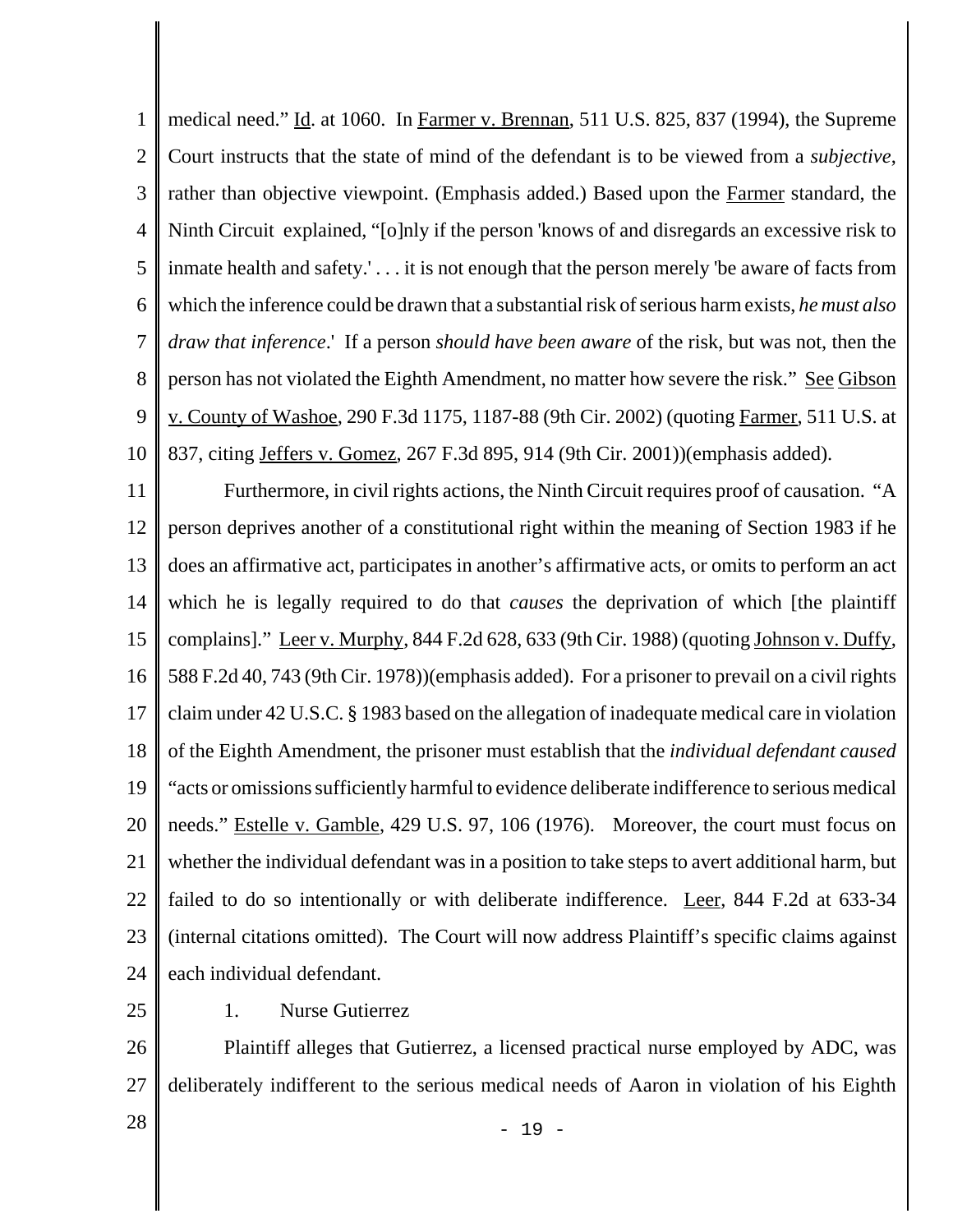medical need." Id. at 1060. In Farmer v. Brennan, 511 U.S. 825, 837 (1994), the Supreme Court instructs that the state of mind of the defendant is to be viewed from a *subjective*, rather than objective viewpoint. (Emphasis added.) Based upon the Farmer standard, the Ninth Circuit explained, "[o]nly if the person 'knows of and disregards an excessive risk to inmate health and safety.' . . . it is not enough that the person merely 'be aware of facts from which the inference could be drawn that a substantial risk of serious harm exists, *he must also draw that inference*.' If a person *should have been aware* of the risk, but was not, then the person has not violated the Eighth Amendment, no matter how severe the risk." See Gibson v. County of Washoe, 290 F.3d 1175, 1187-88 (9th Cir. 2002) (quoting Farmer, 511 U.S. at 837, citing Jeffers v. Gomez, 267 F.3d 895, 914 (9th Cir. 2001))(emphasis added).

Furthermore, in civil rights actions, the Ninth Circuit requires proof of causation. "A person deprives another of a constitutional right within the meaning of Section 1983 if he does an affirmative act, participates in another's affirmative acts, or omits to perform an act which he is legally required to do that *causes* the deprivation of which [the plaintiff complains]." Leer v. Murphy, 844 F.2d 628, 633 (9th Cir. 1988) (quoting Johnson v. Duffy, 588 F.2d 40, 743 (9th Cir. 1978))(emphasis added). For a prisoner to prevail on a civil rights claim under 42 U.S.C. § 1983 based on the allegation of inadequate medical care in violation of the Eighth Amendment, the prisoner must establish that the *individual defendant caused* "acts or omissions sufficiently harmful to evidence deliberate indifference to serious medical needs." Estelle v. Gamble, 429 U.S. 97, 106 (1976). Moreover, the court must focus on whether the individual defendant was in a position to take steps to avert additional harm, but failed to do so intentionally or with deliberate indifference. Leer, 844 F.2d at 633-34 (internal citations omitted). The Court will now address Plaintiff's specific claims against each individual defendant.

1. Nurse Gutierrez

Plaintiff alleges that Gutierrez, a licensed practical nurse employed by ADC, was deliberately indifferent to the serious medical needs of Aaron in violation of his Eighth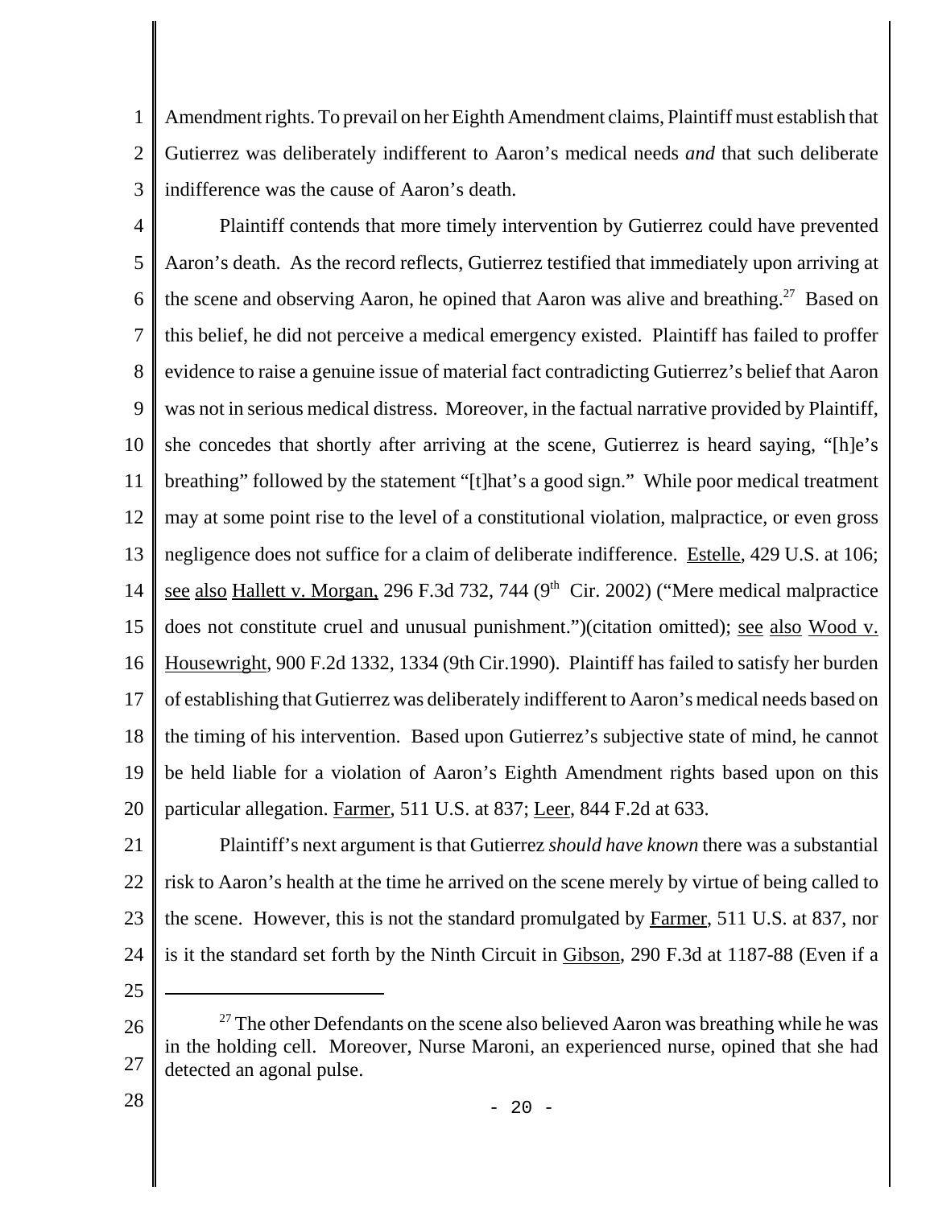Amendment rights. To prevail on her Eighth Amendment claims, Plaintiff must establish that Gutierrez was deliberately indifferent to Aaron's medical needs *and* that such deliberate indifference was the cause of Aaron's death.

Plaintiff contends that more timely intervention by Gutierrez could have prevented Aaron's death. As the record reflects, Gutierrez testified that immediately upon arriving at the scene and observing Aaron, he opined that Aaron was alive and breathing.[27] Based on this belief, he did not perceive a medical emergency existed. Plaintiff has failed to proffer evidence to raise a genuine issue of material fact contradicting Gutierrez's belief that Aaron was not in serious medical distress. Moreover, in the factual narrative provided by Plaintiff, she concedes that shortly after arriving at the scene, Gutierrez is heard saying, "[h]e's breathing" followed by the statement "[t]hat's a good sign." While poor medical treatment may at some point rise to the level of a constitutional violation, malpractice, or even gross negligence does not suffice for a claim of deliberate indifference. Estelle, 429 U.S. at 106; see also Hallett v. Morgan, 296 F.3d 732, 744 (9th Cir. 2002) ("Mere medical malpractice does not constitute cruel and unusual punishment.")(citation omitted); see also Wood v. Housewright, 900 F.2d 1332, 1334 (9th Cir.1990). Plaintiff has failed to satisfy her burden of establishing that Gutierrez was deliberately indifferent to Aaron's medical needs based on the timing of his intervention. Based upon Gutierrez's subjective state of mind, he cannot be held liable for a violation of Aaron's Eighth Amendment rights based upon on this particular allegation. Farmer, 511 U.S. at 837; Leer, 844 F.2d at 633.

Plaintiff's next argument is that Gutierrez *should have known* there was a substantial risk to Aaron's health at the time he arrived on the scene merely by virtue of being called to the scene. However, this is not the standard promulgated by Farmer, 511 U.S. at 837, nor is it the standard set forth by the Ninth Circuit in Gibson, 290 F.3d at 1187-88 (Even if a

---

[27] The other Defendants on the scene also believed Aaron was breathing while he was in the holding cell. Moreover, Nurse Maroni, an experienced nurse, opined that she had detected an agonal pulse.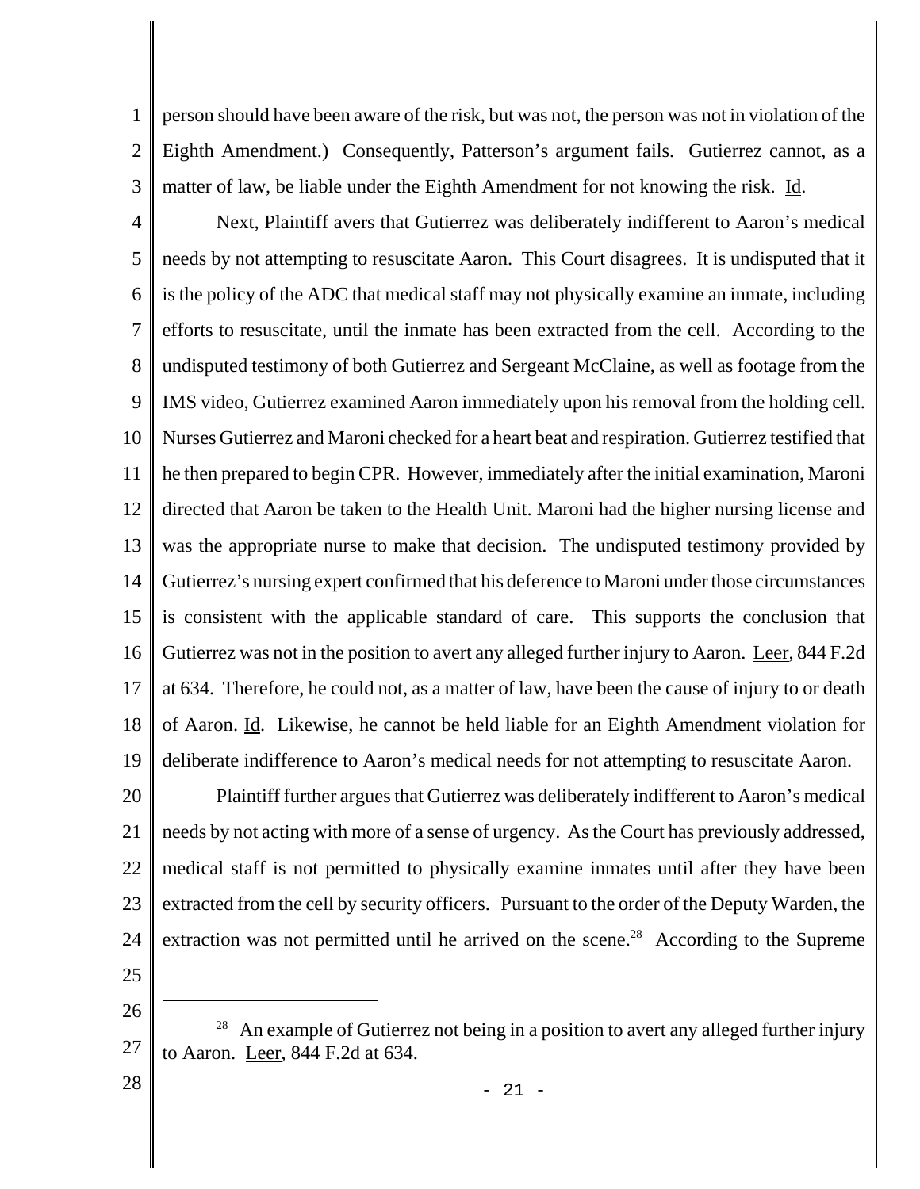person should have been aware of the risk, but was not, the person was not in violation of the Eighth Amendment.) Consequently, Patterson's argument fails. Gutierrez cannot, as a matter of law, be liable under the Eighth Amendment for not knowing the risk. Id.

Next, Plaintiff avers that Gutierrez was deliberately indifferent to Aaron's medical needs by not attempting to resuscitate Aaron. This Court disagrees. It is undisputed that it is the policy of the ADC that medical staff may not physically examine an inmate, including efforts to resuscitate, until the inmate has been extracted from the cell. According to the undisputed testimony of both Gutierrez and Sergeant McClaine, as well as footage from the IMS video, Gutierrez examined Aaron immediately upon his removal from the holding cell. Nurses Gutierrez and Maroni checked for a heart beat and respiration. Gutierrez testified that he then prepared to begin CPR. However, immediately after the initial examination, Maroni directed that Aaron be taken to the Health Unit. Maroni had the higher nursing license and was the appropriate nurse to make that decision. The undisputed testimony provided by Gutierrez's nursing expert confirmed that his deference to Maroni under those circumstances is consistent with the applicable standard of care. This supports the conclusion that Gutierrez was not in the position to avert any alleged further injury to Aaron. Leer, 844 F.2d at 634. Therefore, he could not, as a matter of law, have been the cause of injury to or death of Aaron. Id. Likewise, he cannot be held liable for an Eighth Amendment violation for deliberate indifference to Aaron's medical needs for not attempting to resuscitate Aaron.

Plaintiff further argues that Gutierrez was deliberately indifferent to Aaron's medical needs by not acting with more of a sense of urgency. As the Court has previously addressed, medical staff is not permitted to physically examine inmates until after they have been extracted from the cell by security officers. Pursuant to the order of the Deputy Warden, the extraction was not permitted until he arrived on the scene.[28] According to the Supreme

[28] An example of Gutierrez not being in a position to avert any alleged further injury to Aaron. Leer, 844 F.2d at 634.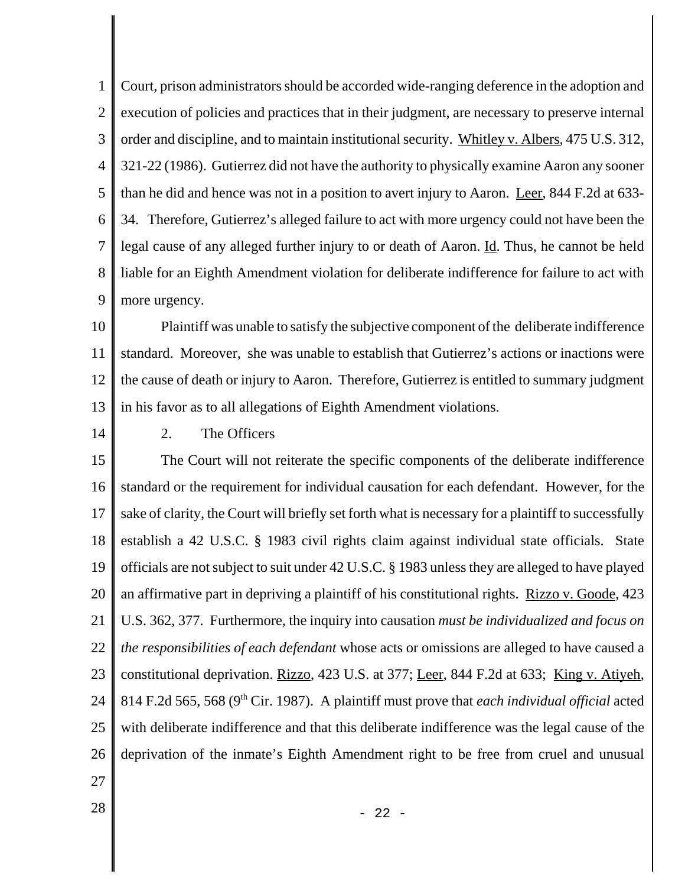Court, prison administrators should be accorded wide-ranging deference in the adoption and execution of policies and practices that in their judgment, are necessary to preserve internal order and discipline, and to maintain institutional security. Whitley v. Albers, 475 U.S. 312, 321-22 (1986). Gutierrez did not have the authority to physically examine Aaron any sooner than he did and hence was not in a position to avert injury to Aaron. Leer, 844 F.2d at 633-34. Therefore, Gutierrez's alleged failure to act with more urgency could not have been the legal cause of any alleged further injury to or death of Aaron. Id. Thus, he cannot be held liable for an Eighth Amendment violation for deliberate indifference for failure to act with more urgency.

Plaintiff was unable to satisfy the subjective component of the deliberate indifference standard. Moreover, she was unable to establish that Gutierrez's actions or inactions were the cause of death or injury to Aaron. Therefore, Gutierrez is entitled to summary judgment in his favor as to all allegations of Eighth Amendment violations.

2. The Officers

The Court will not reiterate the specific components of the deliberate indifference standard or the requirement for individual causation for each defendant. However, for the sake of clarity, the Court will briefly set forth what is necessary for a plaintiff to successfully establish a 42 U.S.C. § 1983 civil rights claim against individual state officials. State officials are not subject to suit under 42 U.S.C. § 1983 unless they are alleged to have played an affirmative part in depriving a plaintiff of his constitutional rights. Rizzo v. Goode, 423 U.S. 362, 377. Furthermore, the inquiry into causation *must be individualized and focus on the responsibilities of each defendant* whose acts or omissions are alleged to have caused a constitutional deprivation. Rizzo, 423 U.S. at 377; Leer, 844 F.2d at 633; King v. Atiyeh, 814 F.2d 565, 568 (9th Cir. 1987). A plaintiff must prove that *each individual official* acted with deliberate indifference and that this deliberate indifference was the legal cause of the deprivation of the inmate's Eighth Amendment right to be free from cruel and unusual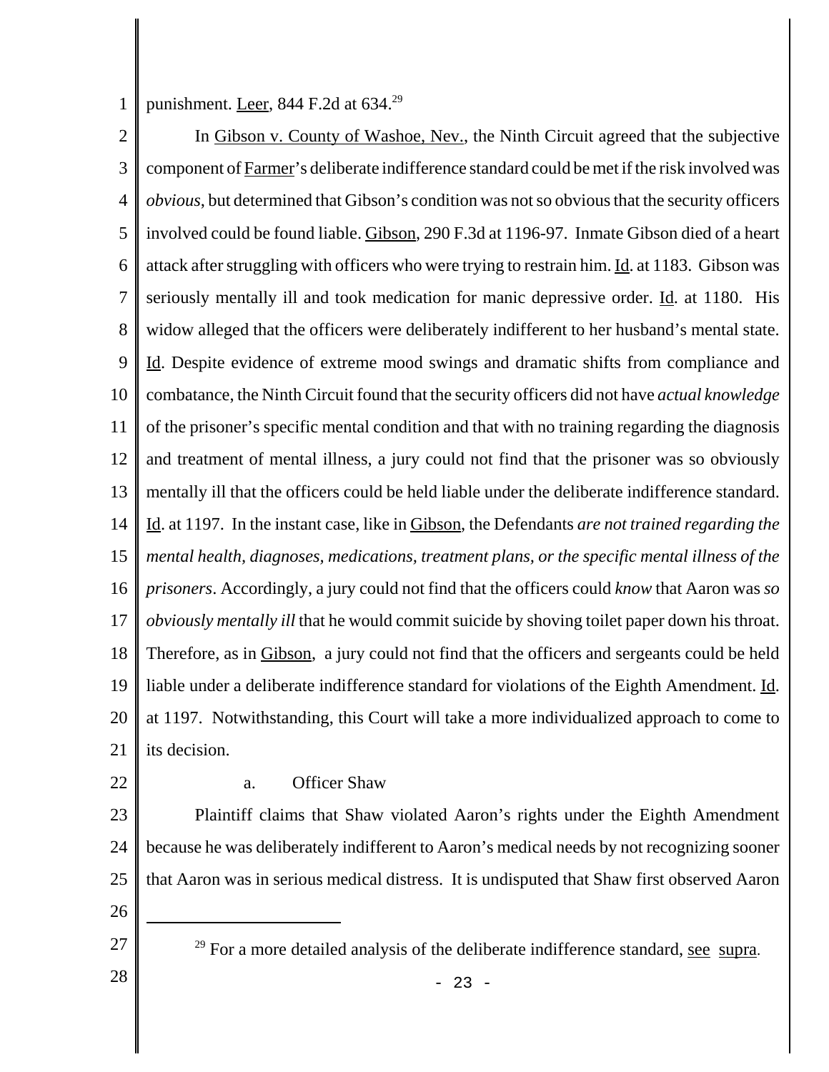punishment. Leer, 844 F.2d at 634.[29]

In Gibson v. County of Washoe, Nev., the Ninth Circuit agreed that the subjective component of Farmer's deliberate indifference standard could be met if the risk involved was *obvious*, but determined that Gibson's condition was not so obvious that the security officers involved could be found liable. Gibson, 290 F.3d at 1196-97. Inmate Gibson died of a heart attack after struggling with officers who were trying to restrain him. Id. at 1183. Gibson was seriously mentally ill and took medication for manic depressive order. Id. at 1180. His widow alleged that the officers were deliberately indifferent to her husband's mental state. Id. Despite evidence of extreme mood swings and dramatic shifts from compliance and combatance, the Ninth Circuit found that the security officers did not have *actual knowledge* of the prisoner's specific mental condition and that with no training regarding the diagnosis and treatment of mental illness, a jury could not find that the prisoner was so obviously mentally ill that the officers could be held liable under the deliberate indifference standard. Id. at 1197. In the instant case, like in Gibson, the Defendants *are not trained regarding the mental health, diagnoses, medications, treatment plans, or the specific mental illness of the prisoners*. Accordingly, a jury could not find that the officers could *know* that Aaron was *so obviously mentally ill* that he would commit suicide by shoving toilet paper down his throat. Therefore, as in Gibson, a jury could not find that the officers and sergeants could be held liable under a deliberate indifference standard for violations of the Eighth Amendment. Id. at 1197. Notwithstanding, this Court will take a more individualized approach to come to its decision.

a. Officer Shaw

Plaintiff claims that Shaw violated Aaron's rights under the Eighth Amendment because he was deliberately indifferent to Aaron's medical needs by not recognizing sooner that Aaron was in serious medical distress. It is undisputed that Shaw first observed Aaron

[29] For a more detailed analysis of the deliberate indifference standard, see supra.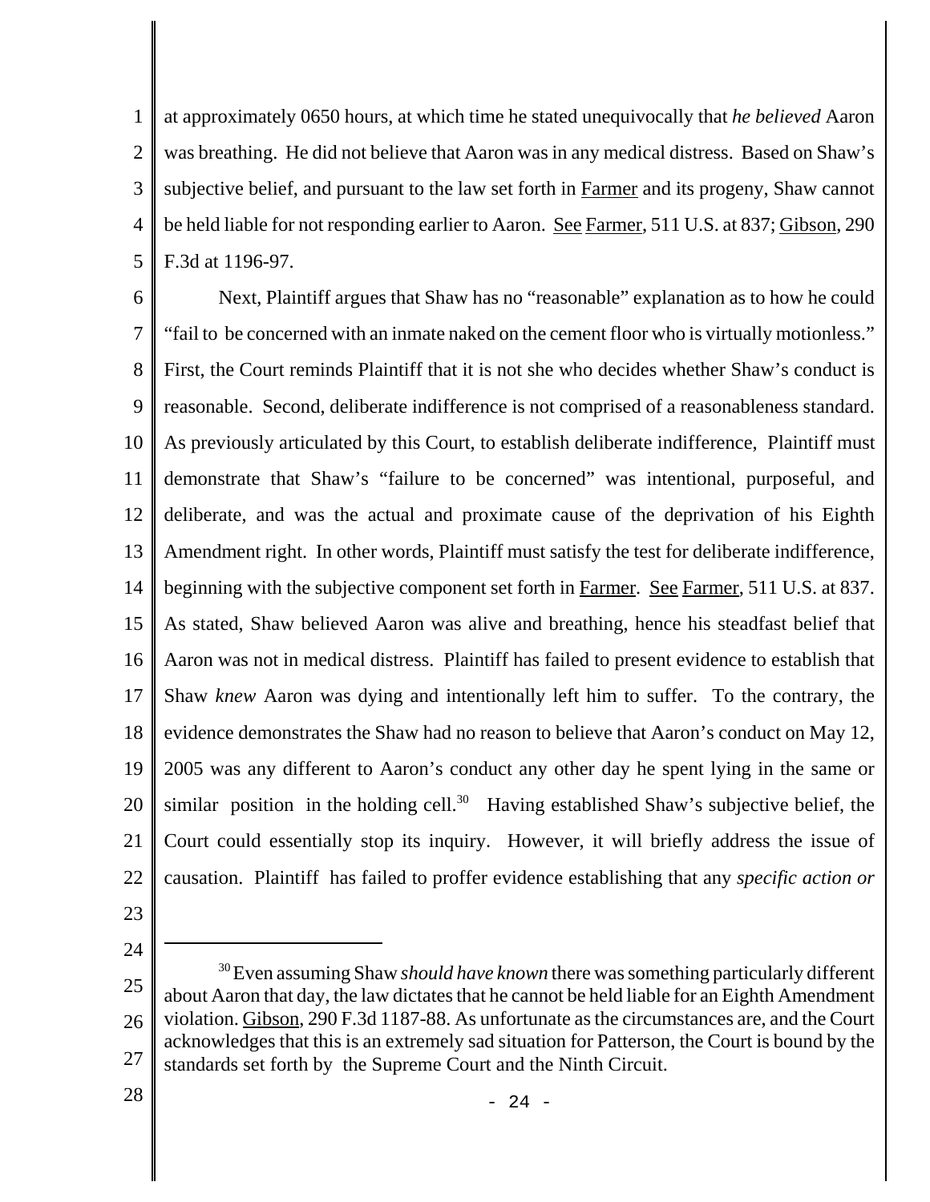at approximately 0650 hours, at which time he stated unequivocally that *he believed* Aaron was breathing. He did not believe that Aaron was in any medical distress. Based on Shaw's subjective belief, and pursuant to the law set forth in Farmer and its progeny, Shaw cannot be held liable for not responding earlier to Aaron. See Farmer, 511 U.S. at 837; Gibson, 290 F.3d at 1196-97.

Next, Plaintiff argues that Shaw has no "reasonable" explanation as to how he could "fail to be concerned with an inmate naked on the cement floor who is virtually motionless." First, the Court reminds Plaintiff that it is not she who decides whether Shaw's conduct is reasonable. Second, deliberate indifference is not comprised of a reasonableness standard. As previously articulated by this Court, to establish deliberate indifference, Plaintiff must demonstrate that Shaw's "failure to be concerned" was intentional, purposeful, and deliberate, and was the actual and proximate cause of the deprivation of his Eighth Amendment right. In other words, Plaintiff must satisfy the test for deliberate indifference, beginning with the subjective component set forth in Farmer. See Farmer, 511 U.S. at 837. As stated, Shaw believed Aaron was alive and breathing, hence his steadfast belief that Aaron was not in medical distress. Plaintiff has failed to present evidence to establish that Shaw *knew* Aaron was dying and intentionally left him to suffer. To the contrary, the evidence demonstrates the Shaw had no reason to believe that Aaron's conduct on May 12, 2005 was any different to Aaron's conduct any other day he spent lying in the same or similar position in the holding cell.[30] Having established Shaw's subjective belief, the Court could essentially stop its inquiry. However, it will briefly address the issue of causation. Plaintiff has failed to proffer evidence establishing that any *specific action or*

---

[30] Even assuming Shaw *should have known* there was something particularly different about Aaron that day, the law dictates that he cannot be held liable for an Eighth Amendment violation. Gibson, 290 F.3d 1187-88. As unfortunate as the circumstances are, and the Court acknowledges that this is an extremely sad situation for Patterson, the Court is bound by the standards set forth by the Supreme Court and the Ninth Circuit.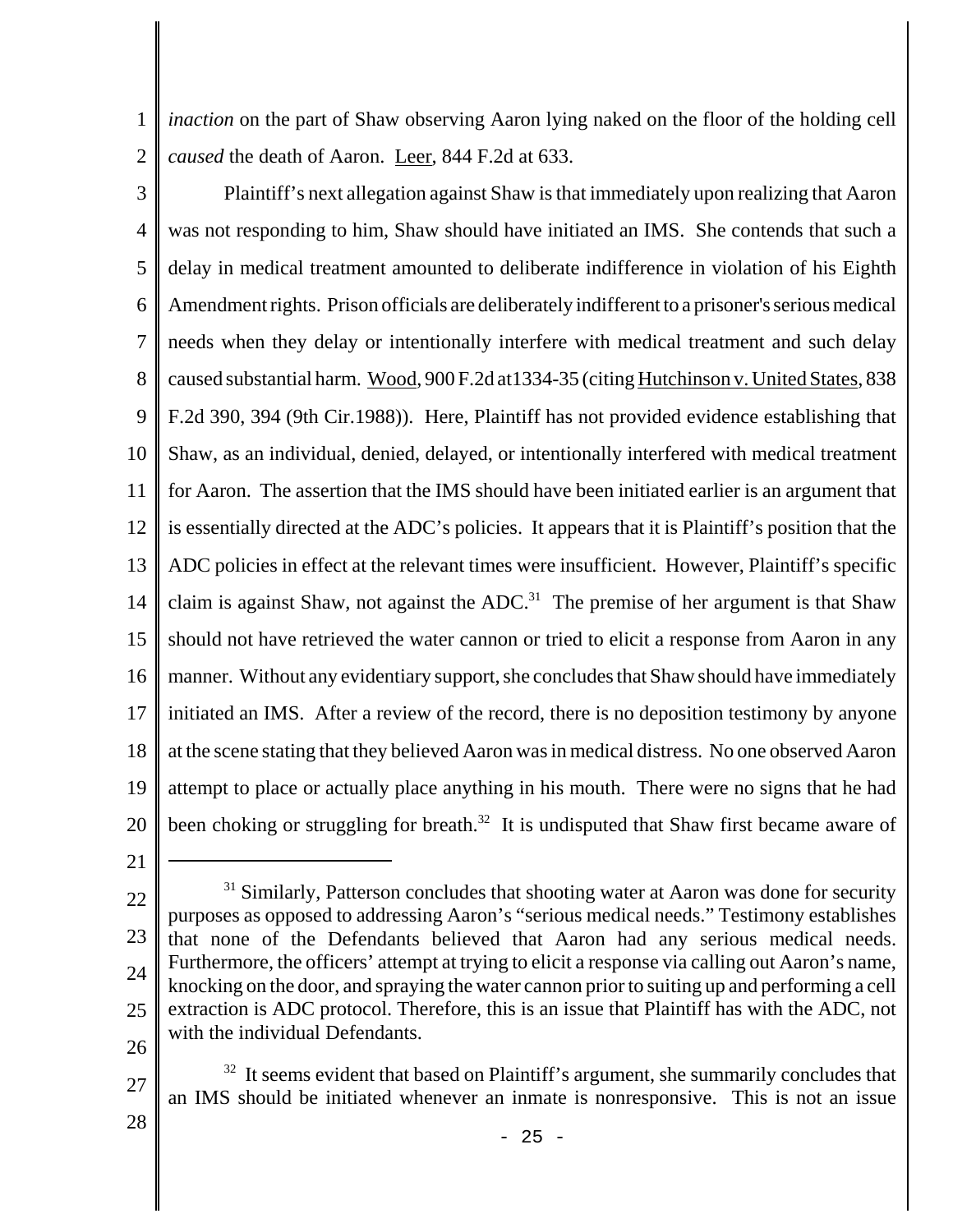*inaction* on the part of Shaw observing Aaron lying naked on the floor of the holding cell *caused* the death of Aaron. Leer, 844 F.2d at 633.

Plaintiff's next allegation against Shaw is that immediately upon realizing that Aaron was not responding to him, Shaw should have initiated an IMS. She contends that such a delay in medical treatment amounted to deliberate indifference in violation of his Eighth Amendment rights. Prison officials are deliberately indifferent to a prisoner's serious medical needs when they delay or intentionally interfere with medical treatment and such delay caused substantial harm. Wood, 900 F.2d at1334-35 (citing Hutchinson v. United States, 838 F.2d 390, 394 (9th Cir.1988)). Here, Plaintiff has not provided evidence establishing that Shaw, as an individual, denied, delayed, or intentionally interfered with medical treatment for Aaron. The assertion that the IMS should have been initiated earlier is an argument that is essentially directed at the ADC's policies. It appears that it is Plaintiff's position that the ADC policies in effect at the relevant times were insufficient. However, Plaintiff's specific claim is against Shaw, not against the ADC.[31] The premise of her argument is that Shaw should not have retrieved the water cannon or tried to elicit a response from Aaron in any manner. Without any evidentiary support, she concludes that Shaw should have immediately initiated an IMS. After a review of the record, there is no deposition testimony by anyone at the scene stating that they believed Aaron was in medical distress. No one observed Aaron attempt to place or actually place anything in his mouth. There were no signs that he had been choking or struggling for breath.[32] It is undisputed that Shaw first became aware of

---

[31] Similarly, Patterson concludes that shooting water at Aaron was done for security purposes as opposed to addressing Aaron's "serious medical needs." Testimony establishes that none of the Defendants believed that Aaron had any serious medical needs. Furthermore, the officers' attempt at trying to elicit a response via calling out Aaron's name, knocking on the door, and spraying the water cannon prior to suiting up and performing a cell extraction is ADC protocol. Therefore, this is an issue that Plaintiff has with the ADC, not with the individual Defendants.

[32] It seems evident that based on Plaintiff's argument, she summarily concludes that an IMS should be initiated whenever an inmate is nonresponsive. This is not an issue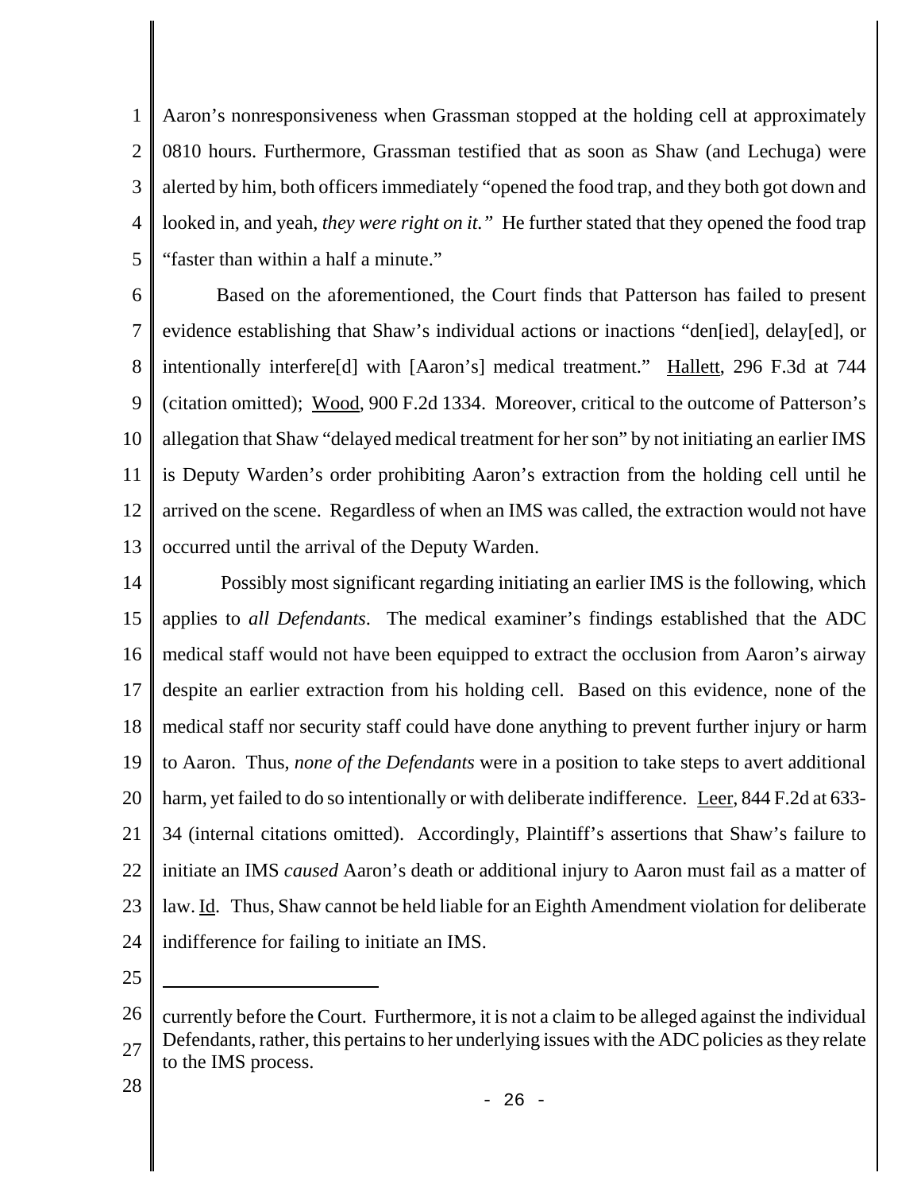Aaron's nonresponsiveness when Grassman stopped at the holding cell at approximately 0810 hours. Furthermore, Grassman testified that as soon as Shaw (and Lechuga) were alerted by him, both officers immediately "opened the food trap, and they both got down and looked in, and yeah, *they were right on it.*" He further stated that they opened the food trap "faster than within a half a minute."

Based on the aforementioned, the Court finds that Patterson has failed to present evidence establishing that Shaw's individual actions or inactions "den[ied], delay[ed], or intentionally interfere[d] with [Aaron's] medical treatment." Hallett, 296 F.3d at 744 (citation omitted); Wood, 900 F.2d 1334. Moreover, critical to the outcome of Patterson's allegation that Shaw "delayed medical treatment for her son" by not initiating an earlier IMS is Deputy Warden's order prohibiting Aaron's extraction from the holding cell until he arrived on the scene. Regardless of when an IMS was called, the extraction would not have occurred until the arrival of the Deputy Warden.

Possibly most significant regarding initiating an earlier IMS is the following, which applies to *all Defendants*. The medical examiner's findings established that the ADC medical staff would not have been equipped to extract the occlusion from Aaron's airway despite an earlier extraction from his holding cell. Based on this evidence, none of the medical staff nor security staff could have done anything to prevent further injury or harm to Aaron. Thus, *none of the Defendants* were in a position to take steps to avert additional harm, yet failed to do so intentionally or with deliberate indifference. Leer, 844 F.2d at 633-34 (internal citations omitted). Accordingly, Plaintiff's assertions that Shaw's failure to initiate an IMS *caused* Aaron's death or additional injury to Aaron must fail as a matter of law. Id. Thus, Shaw cannot be held liable for an Eighth Amendment violation for deliberate indifference for failing to initiate an IMS.

---

currently before the Court. Furthermore, it is not a claim to be alleged against the individual Defendants, rather, this pertains to her underlying issues with the ADC policies as they relate to the IMS process.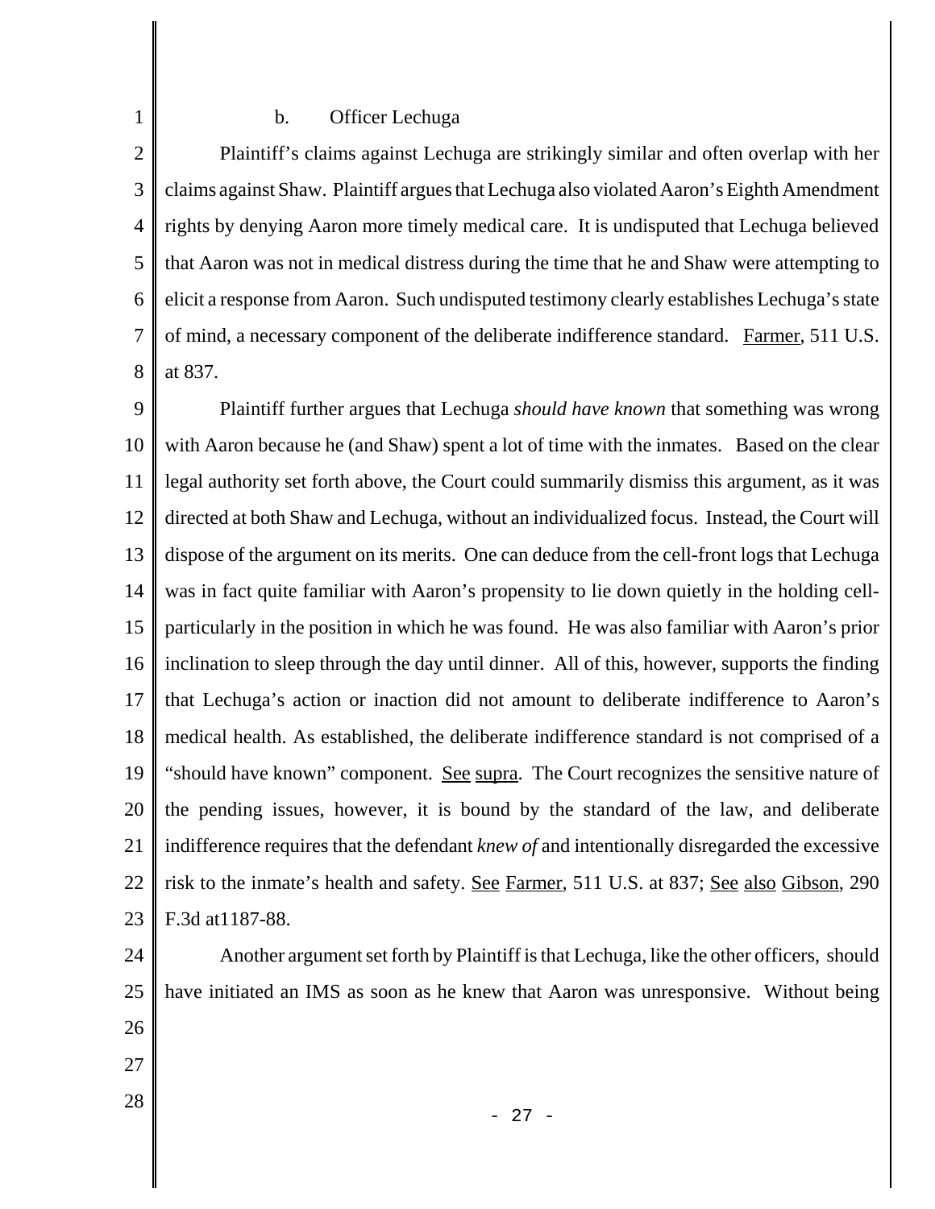b. Officer Lechuga

Plaintiff's claims against Lechuga are strikingly similar and often overlap with her claims against Shaw. Plaintiff argues that Lechuga also violated Aaron's Eighth Amendment rights by denying Aaron more timely medical care. It is undisputed that Lechuga believed that Aaron was not in medical distress during the time that he and Shaw were attempting to elicit a response from Aaron. Such undisputed testimony clearly establishes Lechuga's state of mind, a necessary component of the deliberate indifference standard. Farmer, 511 U.S. at 837.

Plaintiff further argues that Lechuga *should have known* that something was wrong with Aaron because he (and Shaw) spent a lot of time with the inmates. Based on the clear legal authority set forth above, the Court could summarily dismiss this argument, as it was directed at both Shaw and Lechuga, without an individualized focus. Instead, the Court will dispose of the argument on its merits. One can deduce from the cell-front logs that Lechuga was in fact quite familiar with Aaron's propensity to lie down quietly in the holding cell- particularly in the position in which he was found. He was also familiar with Aaron's prior inclination to sleep through the day until dinner. All of this, however, supports the finding that Lechuga's action or inaction did not amount to deliberate indifference to Aaron's medical health. As established, the deliberate indifference standard is not comprised of a "should have known" component. See supra. The Court recognizes the sensitive nature of the pending issues, however, it is bound by the standard of the law, and deliberate indifference requires that the defendant *knew of* and intentionally disregarded the excessive risk to the inmate's health and safety. See Farmer, 511 U.S. at 837; See also Gibson, 290 F.3d at1187-88.

Another argument set forth by Plaintiff is that Lechuga, like the other officers, should have initiated an IMS as soon as he knew that Aaron was unresponsive. Without being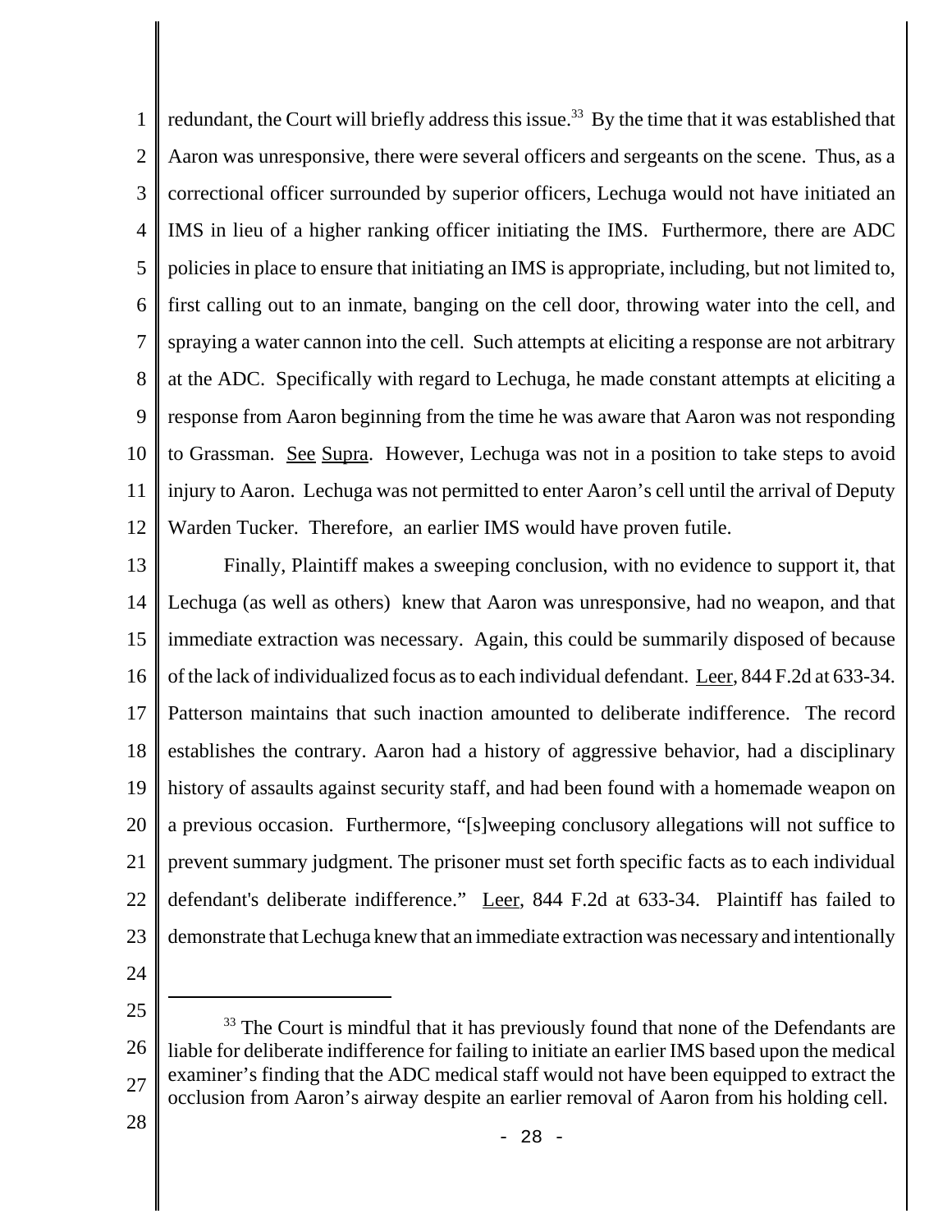redundant, the Court will briefly address this issue.[33] By the time that it was established that Aaron was unresponsive, there were several officers and sergeants on the scene. Thus, as a correctional officer surrounded by superior officers, Lechuga would not have initiated an IMS in lieu of a higher ranking officer initiating the IMS. Furthermore, there are ADC policies in place to ensure that initiating an IMS is appropriate, including, but not limited to, first calling out to an inmate, banging on the cell door, throwing water into the cell, and spraying a water cannon into the cell. Such attempts at eliciting a response are not arbitrary at the ADC. Specifically with regard to Lechuga, he made constant attempts at eliciting a response from Aaron beginning from the time he was aware that Aaron was not responding to Grassman. See Supra. However, Lechuga was not in a position to take steps to avoid injury to Aaron. Lechuga was not permitted to enter Aaron's cell until the arrival of Deputy Warden Tucker. Therefore, an earlier IMS would have proven futile.

Finally, Plaintiff makes a sweeping conclusion, with no evidence to support it, that Lechuga (as well as others) knew that Aaron was unresponsive, had no weapon, and that immediate extraction was necessary. Again, this could be summarily disposed of because of the lack of individualized focus as to each individual defendant. Leer, 844 F.2d at 633-34. Patterson maintains that such inaction amounted to deliberate indifference. The record establishes the contrary. Aaron had a history of aggressive behavior, had a disciplinary history of assaults against security staff, and had been found with a homemade weapon on a previous occasion. Furthermore, "[s]weeping conclusory allegations will not suffice to prevent summary judgment. The prisoner must set forth specific facts as to each individual defendant's deliberate indifference." Leer, 844 F.2d at 633-34. Plaintiff has failed to demonstrate that Lechuga knew that an immediate extraction was necessary and intentionally

[33] The Court is mindful that it has previously found that none of the Defendants are liable for deliberate indifference for failing to initiate an earlier IMS based upon the medical examiner's finding that the ADC medical staff would not have been equipped to extract the occlusion from Aaron's airway despite an earlier removal of Aaron from his holding cell.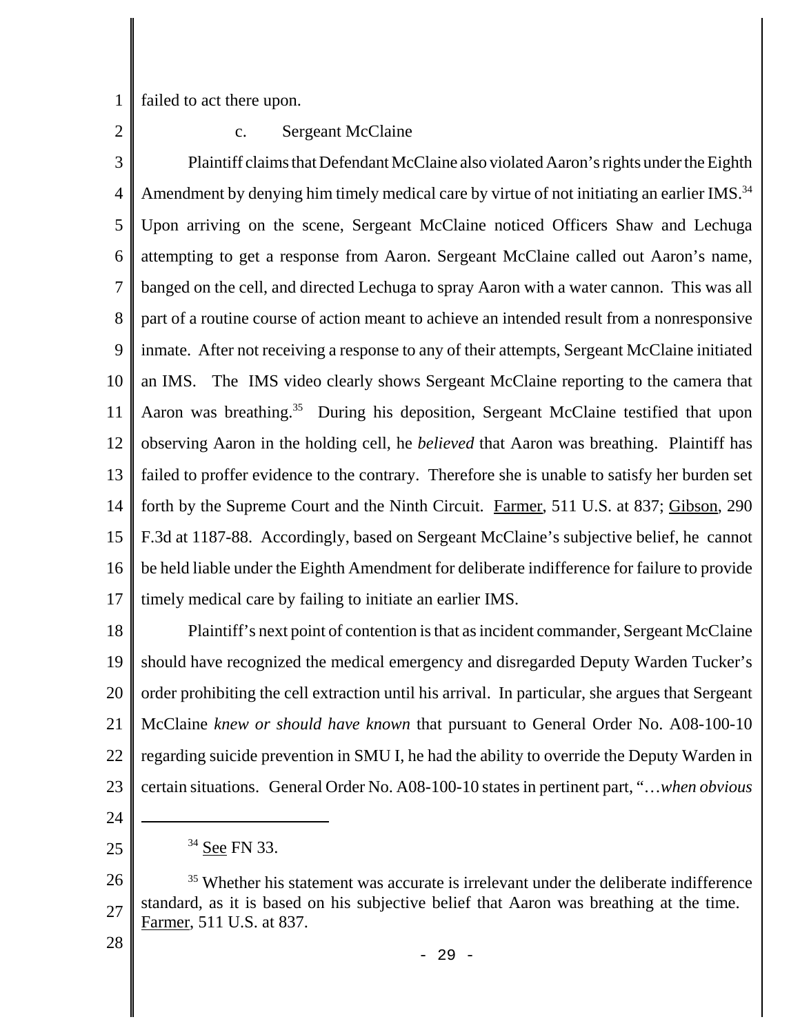failed to act there upon.

c. Sergeant McClaine

Plaintiff claims that Defendant McClaine also violated Aaron's rights under the Eighth Amendment by denying him timely medical care by virtue of not initiating an earlier IMS.[34] Upon arriving on the scene, Sergeant McClaine noticed Officers Shaw and Lechuga attempting to get a response from Aaron. Sergeant McClaine called out Aaron's name, banged on the cell, and directed Lechuga to spray Aaron with a water cannon. This was all part of a routine course of action meant to achieve an intended result from a nonresponsive inmate. After not receiving a response to any of their attempts, Sergeant McClaine initiated an IMS. The IMS video clearly shows Sergeant McClaine reporting to the camera that Aaron was breathing.[35] During his deposition, Sergeant McClaine testified that upon observing Aaron in the holding cell, he *believed* that Aaron was breathing. Plaintiff has failed to proffer evidence to the contrary. Therefore she is unable to satisfy her burden set forth by the Supreme Court and the Ninth Circuit. Farmer, 511 U.S. at 837; Gibson, 290 F.3d at 1187-88. Accordingly, based on Sergeant McClaine's subjective belief, he cannot be held liable under the Eighth Amendment for deliberate indifference for failure to provide timely medical care by failing to initiate an earlier IMS.

Plaintiff's next point of contention is that as incident commander, Sergeant McClaine should have recognized the medical emergency and disregarded Deputy Warden Tucker's order prohibiting the cell extraction until his arrival. In particular, she argues that Sergeant McClaine *knew or should have known* that pursuant to General Order No. A08-100-10 regarding suicide prevention in SMU I, he had the ability to override the Deputy Warden in certain situations. General Order No. A08-100-10 states in pertinent part, "…*when obvious*

---

[34] See FN 33.

[35] Whether his statement was accurate is irrelevant under the deliberate indifference standard, as it is based on his subjective belief that Aaron was breathing at the time. Farmer, 511 U.S. at 837.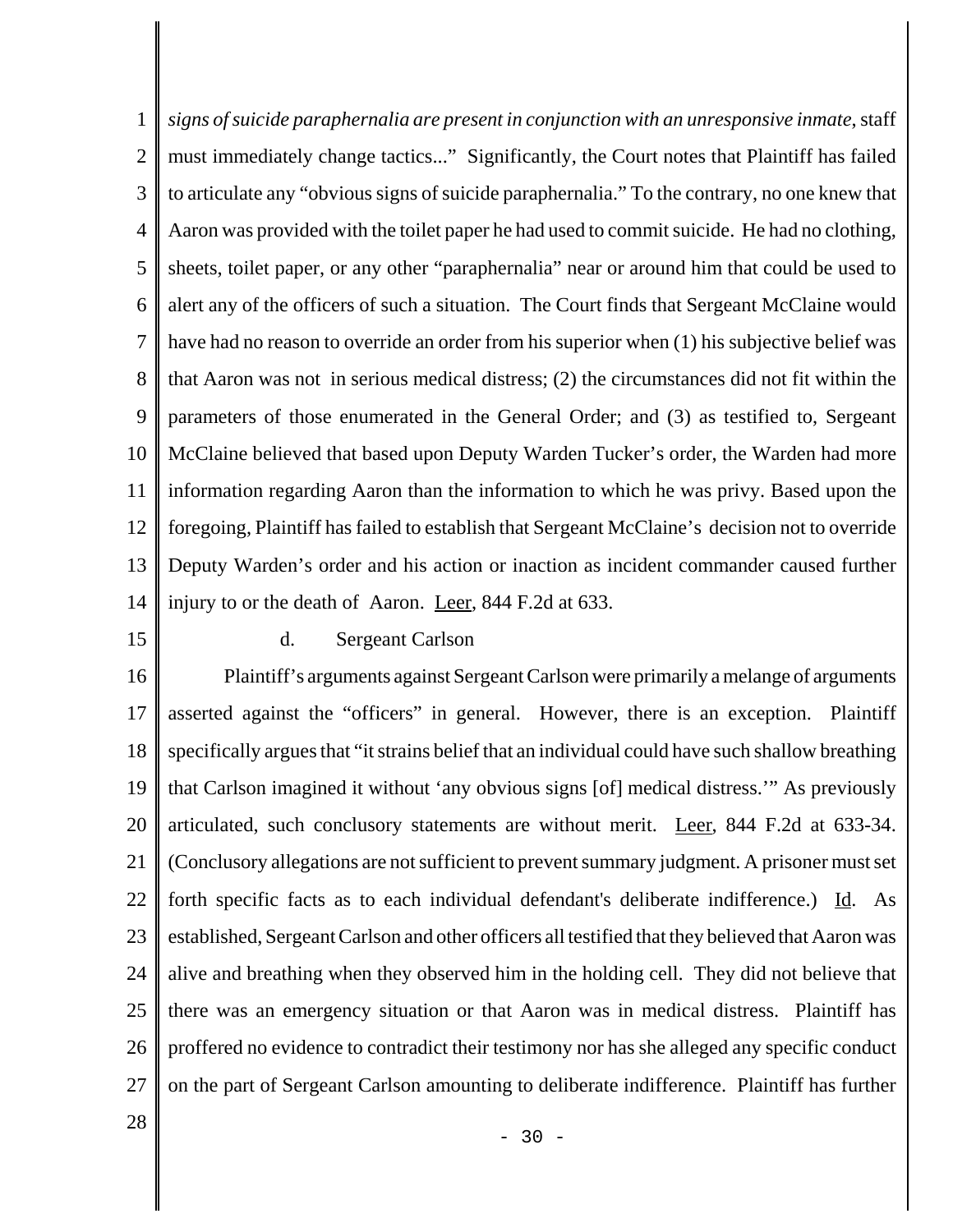*signs of suicide paraphernalia are present in conjunction with an unresponsive inmate*, staff must immediately change tactics..." Significantly, the Court notes that Plaintiff has failed to articulate any "obvious signs of suicide paraphernalia." To the contrary, no one knew that Aaron was provided with the toilet paper he had used to commit suicide. He had no clothing, sheets, toilet paper, or any other "paraphernalia" near or around him that could be used to alert any of the officers of such a situation. The Court finds that Sergeant McClaine would have had no reason to override an order from his superior when (1) his subjective belief was that Aaron was not in serious medical distress; (2) the circumstances did not fit within the parameters of those enumerated in the General Order; and (3) as testified to, Sergeant McClaine believed that based upon Deputy Warden Tucker's order, the Warden had more information regarding Aaron than the information to which he was privy. Based upon the foregoing, Plaintiff has failed to establish that Sergeant McClaine's decision not to override Deputy Warden's order and his action or inaction as incident commander caused further injury to or the death of Aaron. Leer, 844 F.2d at 633.

d. Sergeant Carlson

Plaintiff's arguments against Sergeant Carlson were primarily a melange of arguments asserted against the "officers" in general. However, there is an exception. Plaintiff specifically argues that "it strains belief that an individual could have such shallow breathing that Carlson imagined it without 'any obvious signs [of] medical distress.'" As previously articulated, such conclusory statements are without merit. Leer, 844 F.2d at 633-34. (Conclusory allegations are not sufficient to prevent summary judgment. A prisoner must set forth specific facts as to each individual defendant's deliberate indifference.) Id. As established, Sergeant Carlson and other officers all testified that they believed that Aaron was alive and breathing when they observed him in the holding cell. They did not believe that there was an emergency situation or that Aaron was in medical distress. Plaintiff has proffered no evidence to contradict their testimony nor has she alleged any specific conduct on the part of Sergeant Carlson amounting to deliberate indifference. Plaintiff has further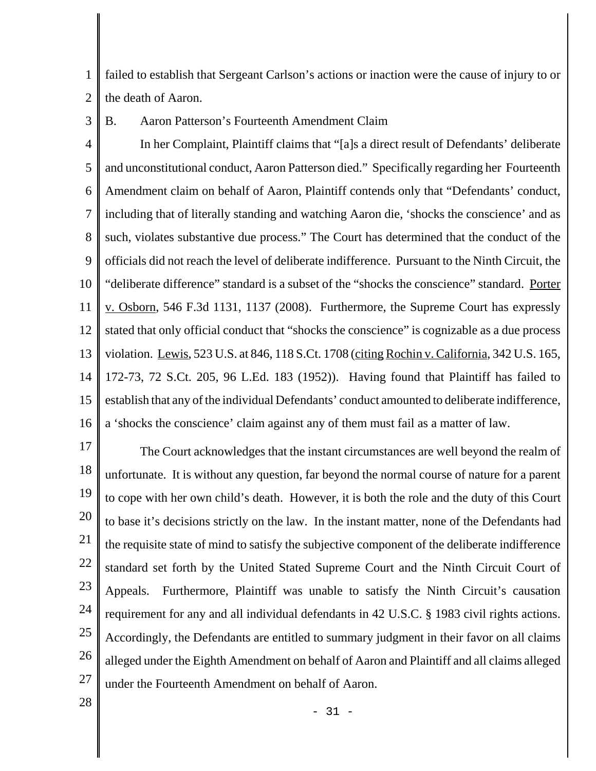failed to establish that Sergeant Carlson's actions or inaction were the cause of injury to or the death of Aaron.

B. Aaron Patterson's Fourteenth Amendment Claim

In her Complaint, Plaintiff claims that "[a]s a direct result of Defendants' deliberate and unconstitutional conduct, Aaron Patterson died." Specifically regarding her Fourteenth Amendment claim on behalf of Aaron, Plaintiff contends only that "Defendants' conduct, including that of literally standing and watching Aaron die, 'shocks the conscience' and as such, violates substantive due process." The Court has determined that the conduct of the officials did not reach the level of deliberate indifference. Pursuant to the Ninth Circuit, the "deliberate difference" standard is a subset of the "shocks the conscience" standard. Porter v. Osborn, 546 F.3d 1131, 1137 (2008). Furthermore, the Supreme Court has expressly stated that only official conduct that "shocks the conscience" is cognizable as a due process violation. Lewis, 523 U.S. at 846, 118 S.Ct. 1708 (citing Rochin v. California, 342 U.S. 165, 172-73, 72 S.Ct. 205, 96 L.Ed. 183 (1952)). Having found that Plaintiff has failed to establish that any of the individual Defendants' conduct amounted to deliberate indifference, a 'shocks the conscience' claim against any of them must fail as a matter of law.

The Court acknowledges that the instant circumstances are well beyond the realm of unfortunate. It is without any question, far beyond the normal course of nature for a parent to cope with her own child's death. However, it is both the role and the duty of this Court to base it's decisions strictly on the law. In the instant matter, none of the Defendants had the requisite state of mind to satisfy the subjective component of the deliberate indifference standard set forth by the United Stated Supreme Court and the Ninth Circuit Court of Appeals. Furthermore, Plaintiff was unable to satisfy the Ninth Circuit's causation requirement for any and all individual defendants in 42 U.S.C. § 1983 civil rights actions. Accordingly, the Defendants are entitled to summary judgment in their favor on all claims alleged under the Eighth Amendment on behalf of Aaron and Plaintiff and all claims alleged under the Fourteenth Amendment on behalf of Aaron.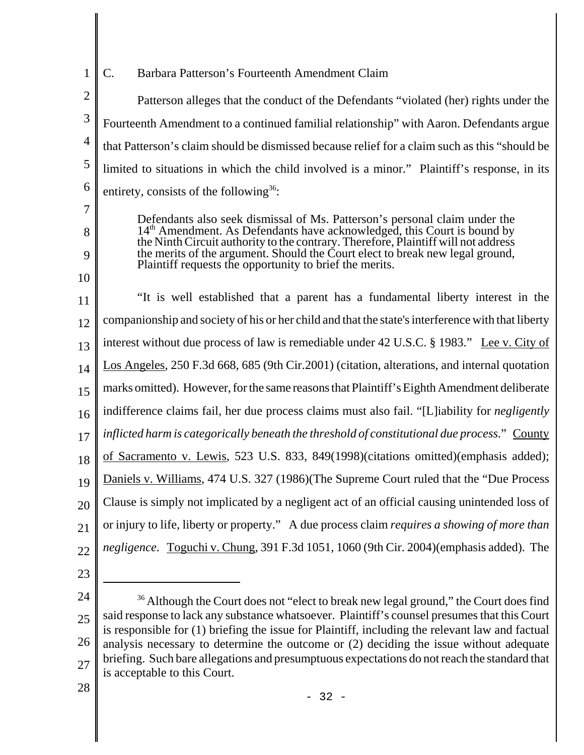C. Barbara Patterson's Fourteenth Amendment Claim

Patterson alleges that the conduct of the Defendants "violated (her) rights under the Fourteenth Amendment to a continued familial relationship" with Aaron. Defendants argue that Patterson's claim should be dismissed because relief for a claim such as this "should be limited to situations in which the child involved is a minor." Plaintiff's response, in its entirety, consists of the following[36]:

> Defendants also seek dismissal of Ms. Patterson's personal claim under the 14th Amendment. As Defendants have acknowledged, this Court is bound by the Ninth Circuit authority to the contrary. Therefore, Plaintiff will not address the merits of the argument. Should the Court elect to break new legal ground, Plaintiff requests the opportunity to brief the merits.

"It is well established that a parent has a fundamental liberty interest in the companionship and society of his or her child and that the state's interference with that liberty interest without due process of law is remediable under 42 U.S.C. § 1983." Lee v. City of Los Angeles, 250 F.3d 668, 685 (9th Cir.2001) (citation, alterations, and internal quotation marks omitted). However, for the same reasons that Plaintiff's Eighth Amendment deliberate indifference claims fail, her due process claims must also fail. "[L]iability for *negligently inflicted harm is categorically beneath the threshold of constitutional due process*." County of Sacramento v. Lewis, 523 U.S. 833, 849(1998)(citations omitted)(emphasis added); Daniels v. Williams, 474 U.S. 327 (1986)(The Supreme Court ruled that the "Due Process Clause is simply not implicated by a negligent act of an official causing unintended loss of or injury to life, liberty or property." A due process claim *requires a showing of more than negligence*. Toguchi v. Chung, 391 F.3d 1051, 1060 (9th Cir. 2004)(emphasis added). The

---

[36] Although the Court does not "elect to break new legal ground," the Court does find said response to lack any substance whatsoever. Plaintiff's counsel presumes that this Court is responsible for (1) briefing the issue for Plaintiff, including the relevant law and factual analysis necessary to determine the outcome or (2) deciding the issue without adequate briefing. Such bare allegations and presumptuous expectations do not reach the standard that is acceptable to this Court.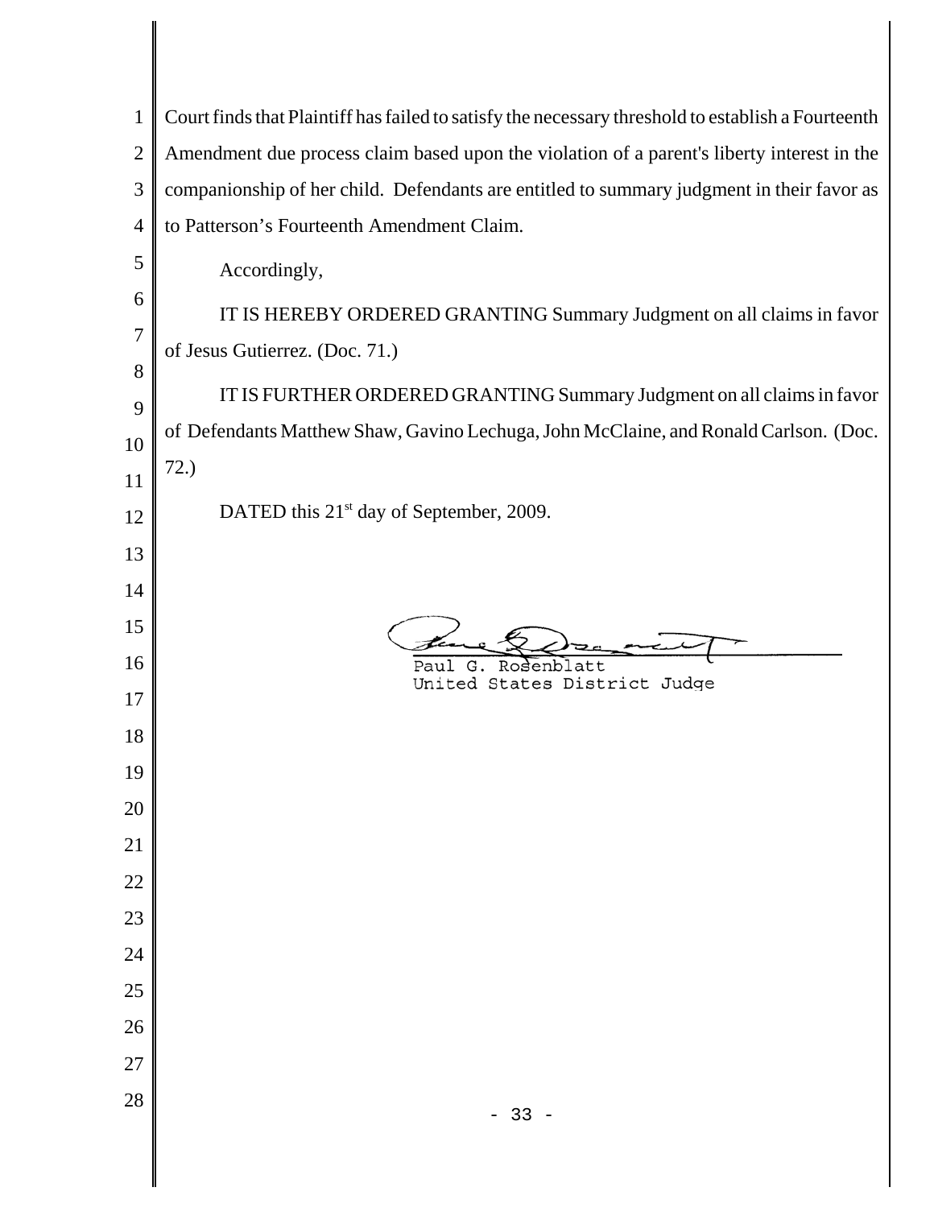Court finds that Plaintiff has failed to satisfy the necessary threshold to establish a Fourteenth Amendment due process claim based upon the violation of a parent's liberty interest in the companionship of her child. Defendants are entitled to summary judgment in their favor as to Patterson's Fourteenth Amendment Claim.

Accordingly,

IT IS HEREBY ORDERED GRANTING Summary Judgment on all claims in favor of Jesus Gutierrez. (Doc. 71.)

IT IS FURTHER ORDERED GRANTING Summary Judgment on all claims in favor of Defendants Matthew Shaw, Gavino Lechuga, John McClaine, and Ronald Carlson. (Doc. 72.)

DATED this 21st day of September, 2009.

Paul G. Rosenblatt
United States District Judge